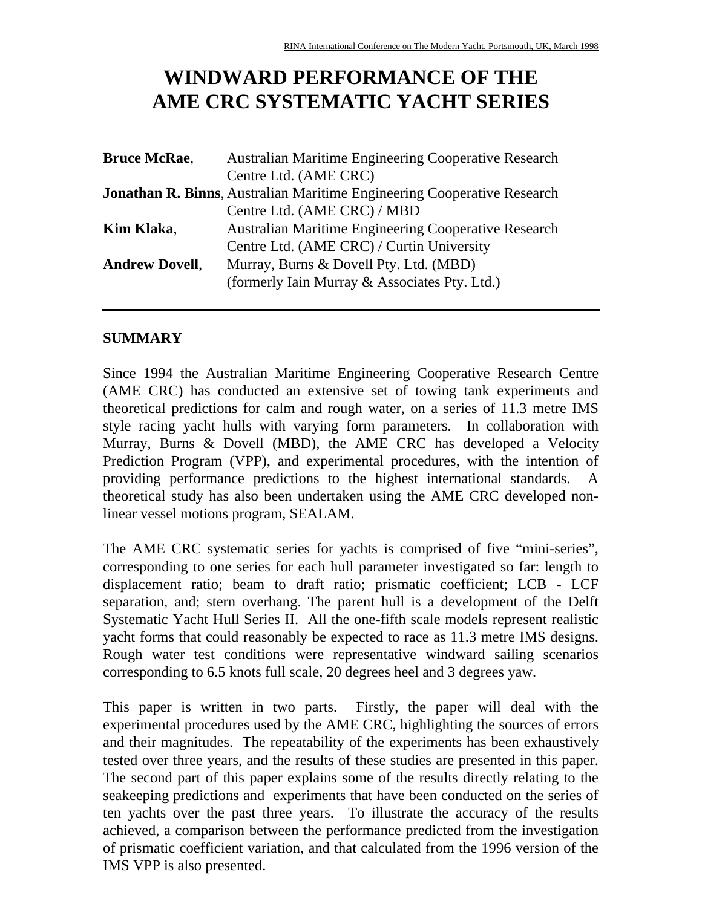# WINDWARD PERFORMANCE OF THE AME CRC SYSTEMATIC YACHT SERIES

**Bruce McRae**, Australian Maritime Engineering Cooperative Research Centre Ltd. (AME CRC)

**Jonathan R. Binns**, Australian Maritime Engineering Cooperative Research Centre Ltd. (AME CRC) / MBD

**Kim Klaka**, Australian Maritime Engineering Cooperative Research Centre Ltd. (AME CRC) / Curtin University

**Andrew Dovell**, Murray, Burns & Dovell Pty. Ltd. (MBD) (formerly Iain Murray & Associates Pty. Ltd.)

---

## SUMMARY

Since 1994 the Australian Maritime Engineering Cooperative Research Centre (AME CRC) has conducted an extensive set of towing tank experiments and theoretical predictions for calm and rough water, on a series of 11.3 metre IMS style racing yacht hulls with varying form parameters. In collaboration with Murray, Burns & Dovell (MBD), the AME CRC has developed a Velocity Prediction Program (VPP), and experimental procedures, with the intention of providing performance predictions to the highest international standards. A theoretical study has also been undertaken using the AME CRC developed non-linear vessel motions program, SEALAM.

The AME CRC systematic series for yachts is comprised of five "mini-series", corresponding to one series for each hull parameter investigated so far: length to displacement ratio; beam to draft ratio; prismatic coefficient; LCB - LCF separation, and; stern overhang. The parent hull is a development of the Delft Systematic Yacht Hull Series II. All the one-fifth scale models represent realistic yacht forms that could reasonably be expected to race as 11.3 metre IMS designs. Rough water test conditions were representative windward sailing scenarios corresponding to 6.5 knots full scale, 20 degrees heel and 3 degrees yaw.

This paper is written in two parts. Firstly, the paper will deal with the experimental procedures used by the AME CRC, highlighting the sources of errors and their magnitudes. The repeatability of the experiments has been exhaustively tested over three years, and the results of these studies are presented in this paper. The second part of this paper explains some of the results directly relating to the seakeeping predictions and experiments that have been conducted on the series of ten yachts over the past three years. To illustrate the accuracy of the results achieved, a comparison between the performance predicted from the investigation of prismatic coefficient variation, and that calculated from the 1996 version of the IMS VPP is also presented.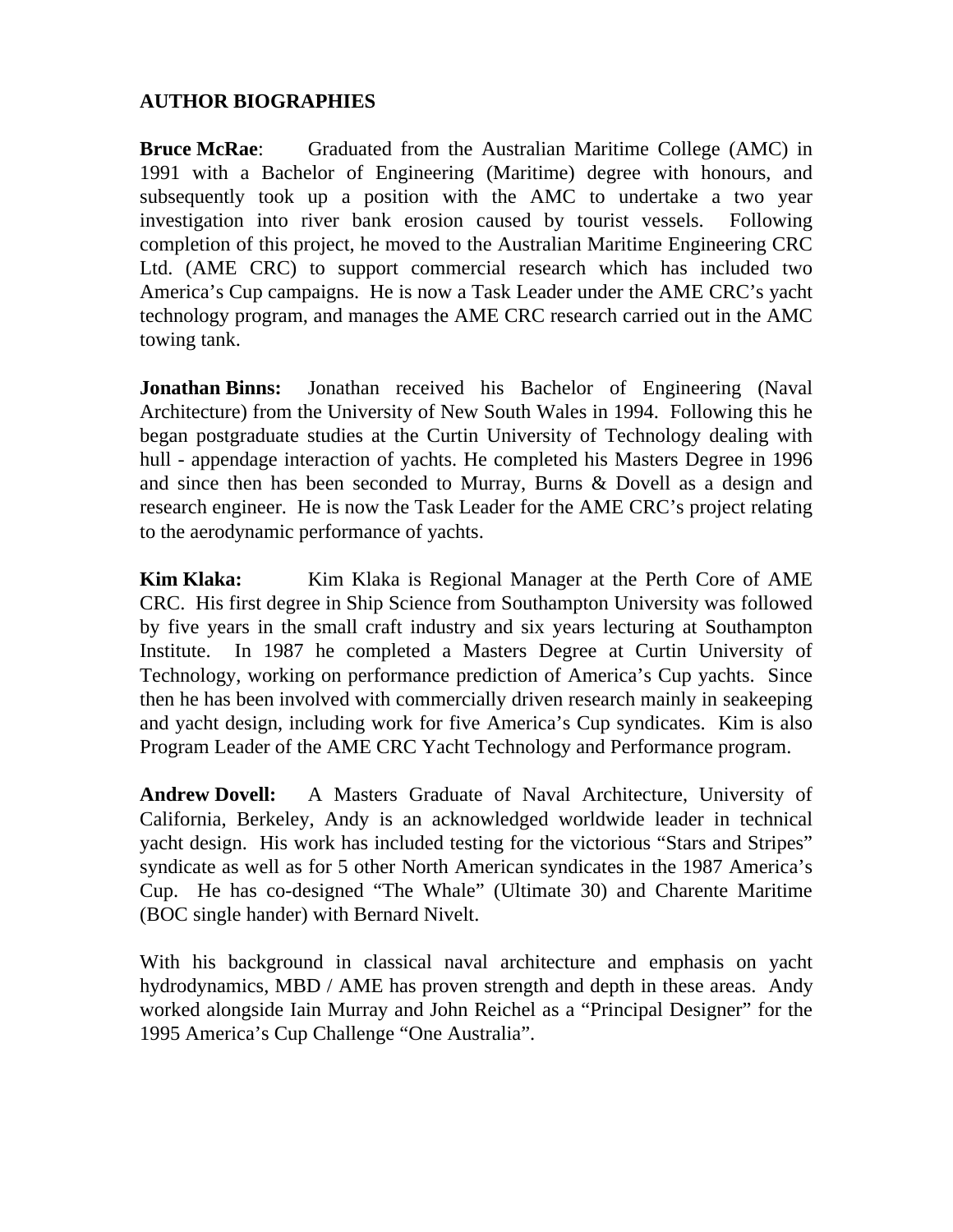## AUTHOR BIOGRAPHIES

**Bruce McRae**: Graduated from the Australian Maritime College (AMC) in 1991 with a Bachelor of Engineering (Maritime) degree with honours, and subsequently took up a position with the AMC to undertake a two year investigation into river bank erosion caused by tourist vessels. Following completion of this project, he moved to the Australian Maritime Engineering CRC Ltd. (AME CRC) to support commercial research which has included two America's Cup campaigns. He is now a Task Leader under the AME CRC's yacht technology program, and manages the AME CRC research carried out in the AMC towing tank.

**Jonathan Binns:** Jonathan received his Bachelor of Engineering (Naval Architecture) from the University of New South Wales in 1994. Following this he began postgraduate studies at the Curtin University of Technology dealing with hull - appendage interaction of yachts. He completed his Masters Degree in 1996 and since then has been seconded to Murray, Burns & Dovell as a design and research engineer. He is now the Task Leader for the AME CRC's project relating to the aerodynamic performance of yachts.

**Kim Klaka:** Kim Klaka is Regional Manager at the Perth Core of AME CRC. His first degree in Ship Science from Southampton University was followed by five years in the small craft industry and six years lecturing at Southampton Institute. In 1987 he completed a Masters Degree at Curtin University of Technology, working on performance prediction of America's Cup yachts. Since then he has been involved with commercially driven research mainly in seakeeping and yacht design, including work for five America's Cup syndicates. Kim is also Program Leader of the AME CRC Yacht Technology and Performance program.

**Andrew Dovell:** A Masters Graduate of Naval Architecture, University of California, Berkeley, Andy is an acknowledged worldwide leader in technical yacht design. His work has included testing for the victorious "Stars and Stripes" syndicate as well as for 5 other North American syndicates in the 1987 America's Cup. He has co-designed "The Whale" (Ultimate 30) and Charente Maritime (BOC single hander) with Bernard Nivelt.

With his background in classical naval architecture and emphasis on yacht hydrodynamics, MBD / AME has proven strength and depth in these areas. Andy worked alongside Iain Murray and John Reichel as a "Principal Designer" for the 1995 America's Cup Challenge "One Australia".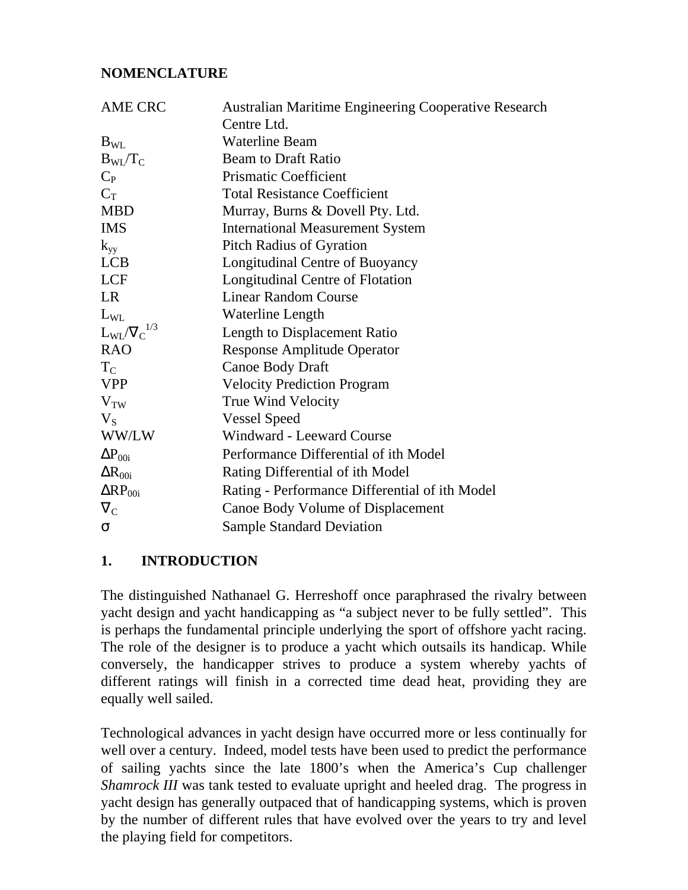## NOMENCLATURE

| | |
|---|---|
| AME CRC | Australian Maritime Engineering Cooperative Research Centre Ltd. |
| $B_{WL}$ | Waterline Beam |
| $B_{WL}/T_C$ | Beam to Draft Ratio |
| $C_P$ | Prismatic Coefficient |
| $C_T$ | Total Resistance Coefficient |
| MBD | Murray, Burns & Dovell Pty. Ltd. |
| IMS | International Measurement System |
| $k_{yy}$ | Pitch Radius of Gyration |
| LCB | Longitudinal Centre of Buoyancy |
| LCF | Longitudinal Centre of Flotation |
| LR | Linear Random Course |
| $L_{WL}$ | Waterline Length |
| $L_{WL}/\nabla_C^{1/3}$ | Length to Displacement Ratio |
| RAO | Response Amplitude Operator |
| $T_C$ | Canoe Body Draft |
| VPP | Velocity Prediction Program |
| $V_{TW}$ | True Wind Velocity |
| $V_S$ | Vessel Speed |
| WW/LW | Windward - Leeward Course |
| $\Delta P_{00i}$ | Performance Differential of ith Model |
| $\Delta R_{00i}$ | Rating Differential of ith Model |
| $\Delta RP_{00i}$ | Rating - Performance Differential of ith Model |
| $\nabla_C$ | Canoe Body Volume of Displacement |
| $\sigma$ | Sample Standard Deviation |

## 1. INTRODUCTION

The distinguished Nathanael G. Herreshoff once paraphrased the rivalry between yacht design and yacht handicapping as "a subject never to be fully settled". This is perhaps the fundamental principle underlying the sport of offshore yacht racing. The role of the designer is to produce a yacht which outsails its handicap. While conversely, the handicapper strives to produce a system whereby yachts of different ratings will finish in a corrected time dead heat, providing they are equally well sailed.

Technological advances in yacht design have occurred more or less continually for well over a century. Indeed, model tests have been used to predict the performance of sailing yachts since the late 1800's when the America's Cup challenger *Shamrock III* was tank tested to evaluate upright and heeled drag. The progress in yacht design has generally outpaced that of handicapping systems, which is proven by the number of different rules that have evolved over the years to try and level the playing field for competitors.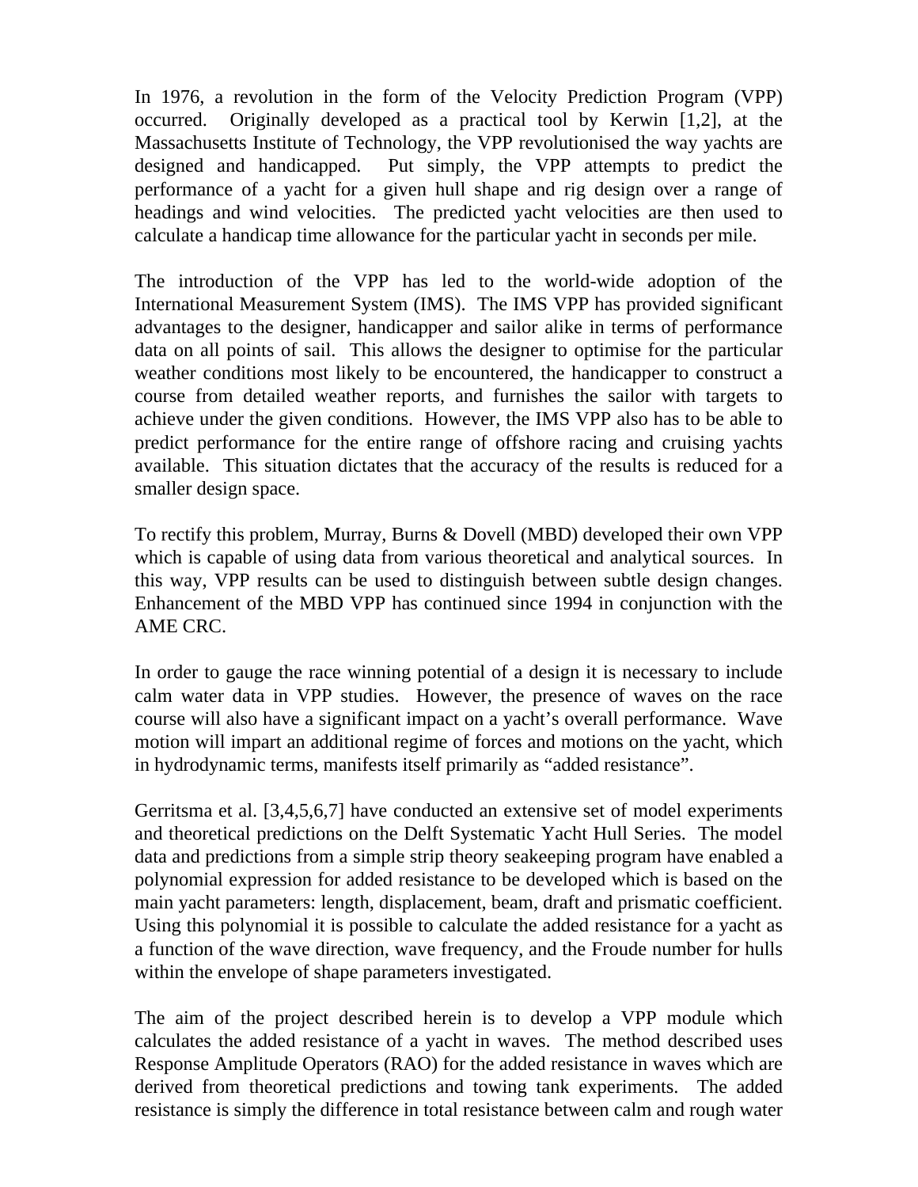In 1976, a revolution in the form of the Velocity Prediction Program (VPP) occurred. Originally developed as a practical tool by Kerwin [1,2], at the Massachusetts Institute of Technology, the VPP revolutionised the way yachts are designed and handicapped. Put simply, the VPP attempts to predict the performance of a yacht for a given hull shape and rig design over a range of headings and wind velocities. The predicted yacht velocities are then used to calculate a handicap time allowance for the particular yacht in seconds per mile.

The introduction of the VPP has led to the world-wide adoption of the International Measurement System (IMS). The IMS VPP has provided significant advantages to the designer, handicapper and sailor alike in terms of performance data on all points of sail. This allows the designer to optimise for the particular weather conditions most likely to be encountered, the handicapper to construct a course from detailed weather reports, and furnishes the sailor with targets to achieve under the given conditions. However, the IMS VPP also has to be able to predict performance for the entire range of offshore racing and cruising yachts available. This situation dictates that the accuracy of the results is reduced for a smaller design space.

To rectify this problem, Murray, Burns & Dovell (MBD) developed their own VPP which is capable of using data from various theoretical and analytical sources. In this way, VPP results can be used to distinguish between subtle design changes. Enhancement of the MBD VPP has continued since 1994 in conjunction with the AME CRC.

In order to gauge the race winning potential of a design it is necessary to include calm water data in VPP studies. However, the presence of waves on the race course will also have a significant impact on a yacht's overall performance. Wave motion will impart an additional regime of forces and motions on the yacht, which in hydrodynamic terms, manifests itself primarily as "added resistance".

Gerritsma et al. [3,4,5,6,7] have conducted an extensive set of model experiments and theoretical predictions on the Delft Systematic Yacht Hull Series. The model data and predictions from a simple strip theory seakeeping program have enabled a polynomial expression for added resistance to be developed which is based on the main yacht parameters: length, displacement, beam, draft and prismatic coefficient. Using this polynomial it is possible to calculate the added resistance for a yacht as a function of the wave direction, wave frequency, and the Froude number for hulls within the envelope of shape parameters investigated.

The aim of the project described herein is to develop a VPP module which calculates the added resistance of a yacht in waves. The method described uses Response Amplitude Operators (RAO) for the added resistance in waves which are derived from theoretical predictions and towing tank experiments. The added resistance is simply the difference in total resistance between calm and rough water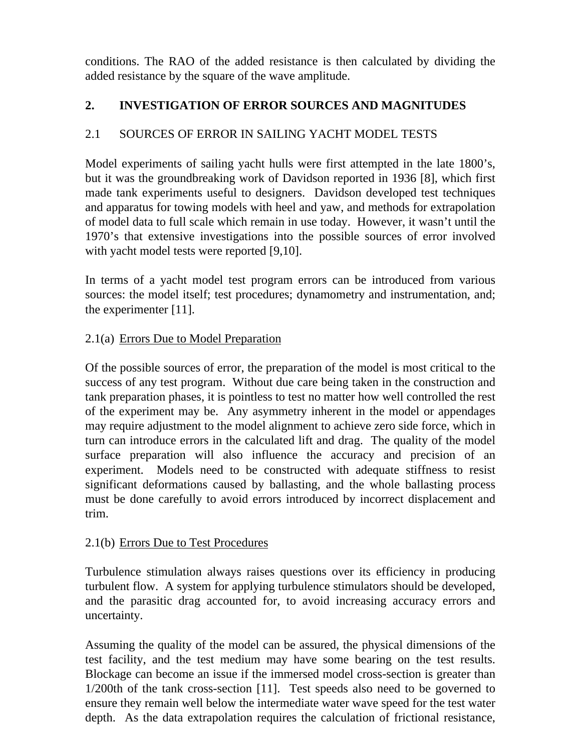conditions. The RAO of the added resistance is then calculated by dividing the added resistance by the square of the wave amplitude.

## 2. INVESTIGATION OF ERROR SOURCES AND MAGNITUDES

### 2.1 SOURCES OF ERROR IN SAILING YACHT MODEL TESTS

Model experiments of sailing yacht hulls were first attempted in the late 1800's, but it was the groundbreaking work of Davidson reported in 1936 [8], which first made tank experiments useful to designers. Davidson developed test techniques and apparatus for towing models with heel and yaw, and methods for extrapolation of model data to full scale which remain in use today. However, it wasn't until the 1970's that extensive investigations into the possible sources of error involved with yacht model tests were reported [9,10].

In terms of a yacht model test program errors can be introduced from various sources: the model itself; test procedures; dynamometry and instrumentation, and; the experimenter [11].

#### 2.1(a) Errors Due to Model Preparation

Of the possible sources of error, the preparation of the model is most critical to the success of any test program. Without due care being taken in the construction and tank preparation phases, it is pointless to test no matter how well controlled the rest of the experiment may be. Any asymmetry inherent in the model or appendages may require adjustment to the model alignment to achieve zero side force, which in turn can introduce errors in the calculated lift and drag. The quality of the model surface preparation will also influence the accuracy and precision of an experiment. Models need to be constructed with adequate stiffness to resist significant deformations caused by ballasting, and the whole ballasting process must be done carefully to avoid errors introduced by incorrect displacement and trim.

#### 2.1(b) Errors Due to Test Procedures

Turbulence stimulation always raises questions over its efficiency in producing turbulent flow. A system for applying turbulence stimulators should be developed, and the parasitic drag accounted for, to avoid increasing accuracy errors and uncertainty.

Assuming the quality of the model can be assured, the physical dimensions of the test facility, and the test medium may have some bearing on the test results. Blockage can become an issue if the immersed model cross-section is greater than 1/200th of the tank cross-section [11]. Test speeds also need to be governed to ensure they remain well below the intermediate water wave speed for the test water depth. As the data extrapolation requires the calculation of frictional resistance,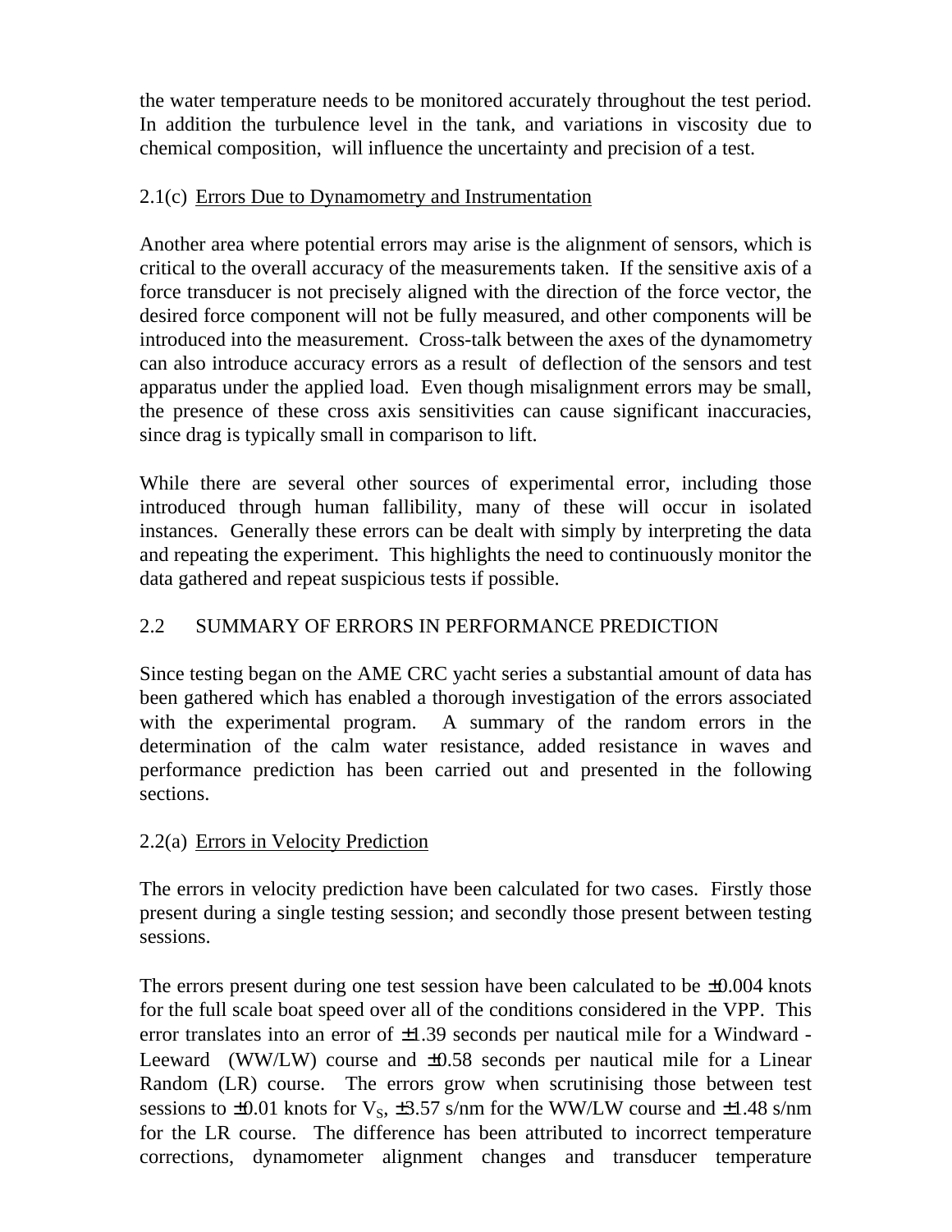the water temperature needs to be monitored accurately throughout the test period. In addition the turbulence level in the tank, and variations in viscosity due to chemical composition, will influence the uncertainty and precision of a test.

### 2.1(c) Errors Due to Dynamometry and Instrumentation

Another area where potential errors may arise is the alignment of sensors, which is critical to the overall accuracy of the measurements taken. If the sensitive axis of a force transducer is not precisely aligned with the direction of the force vector, the desired force component will not be fully measured, and other components will be introduced into the measurement. Cross-talk between the axes of the dynamometry can also introduce accuracy errors as a result of deflection of the sensors and test apparatus under the applied load. Even though misalignment errors may be small, the presence of these cross axis sensitivities can cause significant inaccuracies, since drag is typically small in comparison to lift.

While there are several other sources of experimental error, including those introduced through human fallibility, many of these will occur in isolated instances. Generally these errors can be dealt with simply by interpreting the data and repeating the experiment. This highlights the need to continuously monitor the data gathered and repeat suspicious tests if possible.

## 2.2 SUMMARY OF ERRORS IN PERFORMANCE PREDICTION

Since testing began on the AME CRC yacht series a substantial amount of data has been gathered which has enabled a thorough investigation of the errors associated with the experimental program. A summary of the random errors in the determination of the calm water resistance, added resistance in waves and performance prediction has been carried out and presented in the following sections.

### 2.2(a) Errors in Velocity Prediction

The errors in velocity prediction have been calculated for two cases. Firstly those present during a single testing session; and secondly those present between testing sessions.

The errors present during one test session have been calculated to be ±0.004 knots for the full scale boat speed over all of the conditions considered in the VPP. This error translates into an error of ±1.39 seconds per nautical mile for a Windward - Leeward (WW/LW) course and ±0.58 seconds per nautical mile for a Linear Random (LR) course. The errors grow when scrutinising those between test sessions to ±0.01 knots for $V_S$, ±3.57 s/nm for the WW/LW course and ±1.48 s/nm for the LR course. The difference has been attributed to incorrect temperature corrections, dynamometer alignment changes and transducer temperature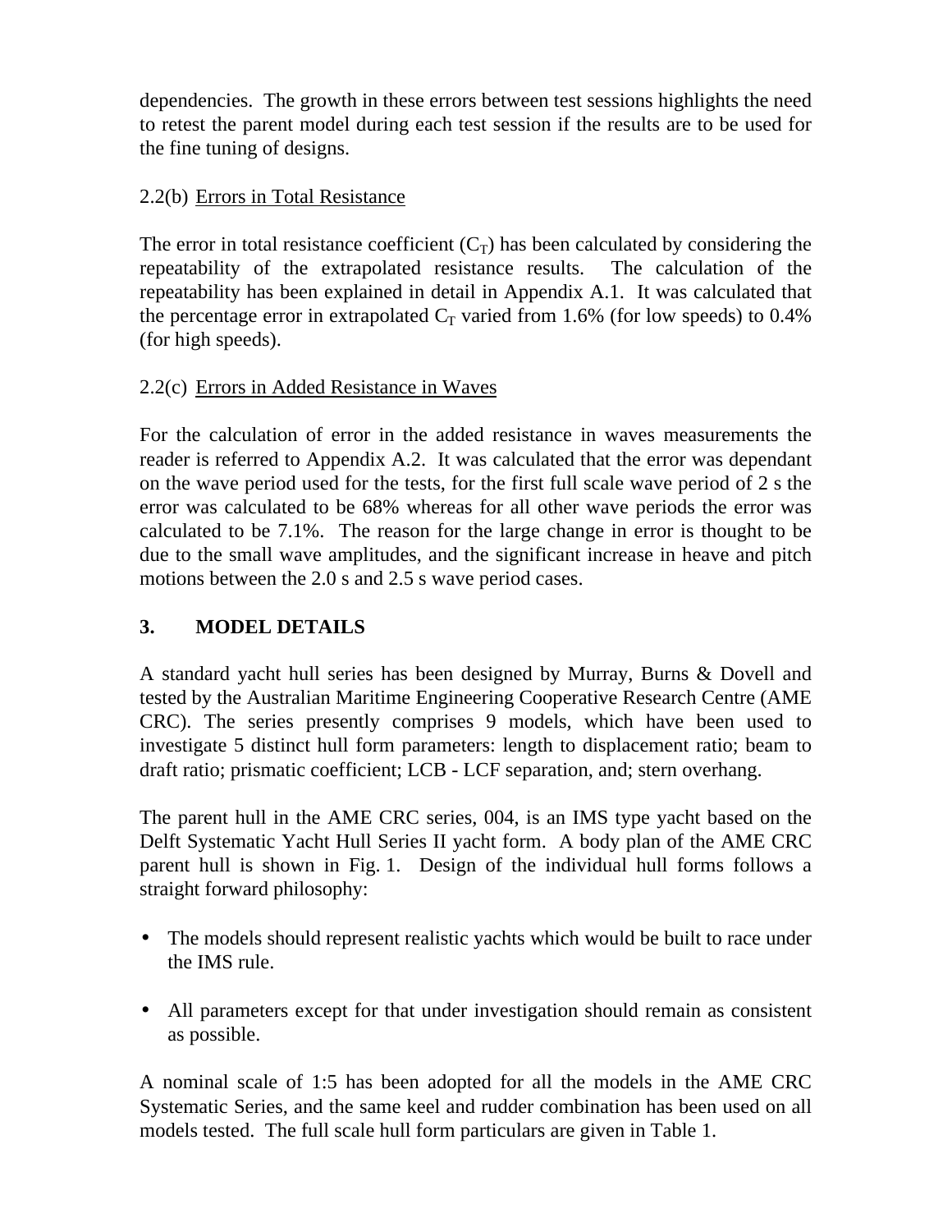dependencies. The growth in these errors between test sessions highlights the need to retest the parent model during each test session if the results are to be used for the fine tuning of designs.

2.2(b) Errors in Total Resistance

The error in total resistance coefficient ($C_T$) has been calculated by considering the repeatability of the extrapolated resistance results. The calculation of the repeatability has been explained in detail in Appendix A.1. It was calculated that the percentage error in extrapolated $C_T$ varied from 1.6% (for low speeds) to 0.4% (for high speeds).

2.2(c) Errors in Added Resistance in Waves

For the calculation of error in the added resistance in waves measurements the reader is referred to Appendix A.2. It was calculated that the error was dependant on the wave period used for the tests, for the first full scale wave period of 2 s the error was calculated to be 68% whereas for all other wave periods the error was calculated to be 7.1%. The reason for the large change in error is thought to be due to the small wave amplitudes, and the significant increase in heave and pitch motions between the 2.0 s and 2.5 s wave period cases.

## 3. MODEL DETAILS

A standard yacht hull series has been designed by Murray, Burns & Dovell and tested by the Australian Maritime Engineering Cooperative Research Centre (AME CRC). The series presently comprises 9 models, which have been used to investigate 5 distinct hull form parameters: length to displacement ratio; beam to draft ratio; prismatic coefficient; LCB - LCF separation, and; stern overhang.

The parent hull in the AME CRC series, 004, is an IMS type yacht based on the Delft Systematic Yacht Hull Series II yacht form. A body plan of the AME CRC parent hull is shown in Fig. 1. Design of the individual hull forms follows a straight forward philosophy:

- The models should represent realistic yachts which would be built to race under the IMS rule.
- All parameters except for that under investigation should remain as consistent as possible.

A nominal scale of 1:5 has been adopted for all the models in the AME CRC Systematic Series, and the same keel and rudder combination has been used on all models tested. The full scale hull form particulars are given in Table 1.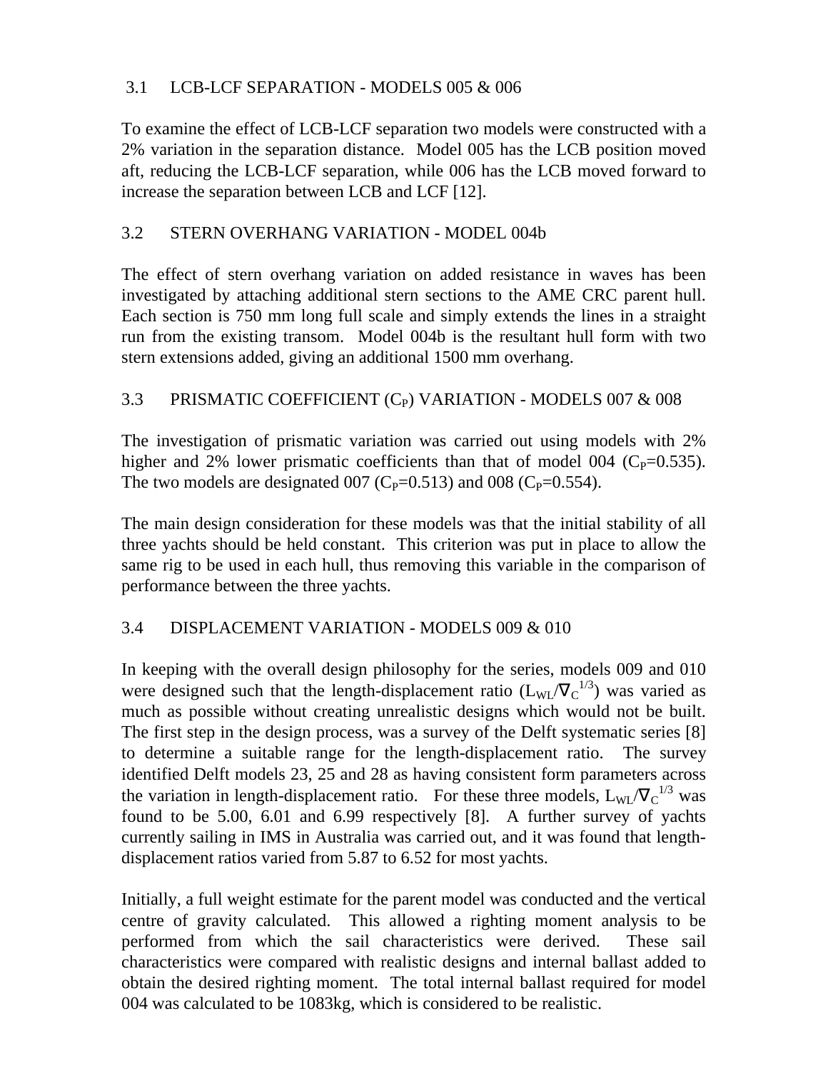### 3.1 LCB-LCF SEPARATION - MODELS 005 & 006

To examine the effect of LCB-LCF separation two models were constructed with a 2% variation in the separation distance. Model 005 has the LCB position moved aft, reducing the LCB-LCF separation, while 006 has the LCB moved forward to increase the separation between LCB and LCF [12].

### 3.2 STERN OVERHANG VARIATION - MODEL 004b

The effect of stern overhang variation on added resistance in waves has been investigated by attaching additional stern sections to the AME CRC parent hull. Each section is 750 mm long full scale and simply extends the lines in a straight run from the existing transom. Model 004b is the resultant hull form with two stern extensions added, giving an additional 1500 mm overhang.

### 3.3 PRISMATIC COEFFICIENT ($C_P$) VARIATION - MODELS 007 & 008

The investigation of prismatic variation was carried out using models with 2% higher and 2% lower prismatic coefficients than that of model 004 ($C_P$=0.535). The two models are designated 007 ($C_P$=0.513) and 008 ($C_P$=0.554).

The main design consideration for these models was that the initial stability of all three yachts should be held constant. This criterion was put in place to allow the same rig to be used in each hull, thus removing this variable in the comparison of performance between the three yachts.

### 3.4 DISPLACEMENT VARIATION - MODELS 009 & 010

In keeping with the overall design philosophy for the series, models 009 and 010 were designed such that the length-displacement ratio ($L_{WL}/\nabla_C^{1/3}$) was varied as much as possible without creating unrealistic designs which would not be built. The first step in the design process, was a survey of the Delft systematic series [8] to determine a suitable range for the length-displacement ratio. The survey identified Delft models 23, 25 and 28 as having consistent form parameters across the variation in length-displacement ratio. For these three models, $L_{WL}/\nabla_C^{1/3}$ was found to be 5.00, 6.01 and 6.99 respectively [8]. A further survey of yachts currently sailing in IMS in Australia was carried out, and it was found that length-displacement ratios varied from 5.87 to 6.52 for most yachts.

Initially, a full weight estimate for the parent model was conducted and the vertical centre of gravity calculated. This allowed a righting moment analysis to be performed from which the sail characteristics were derived. These sail characteristics were compared with realistic designs and internal ballast added to obtain the desired righting moment. The total internal ballast required for model 004 was calculated to be 1083kg, which is considered to be realistic.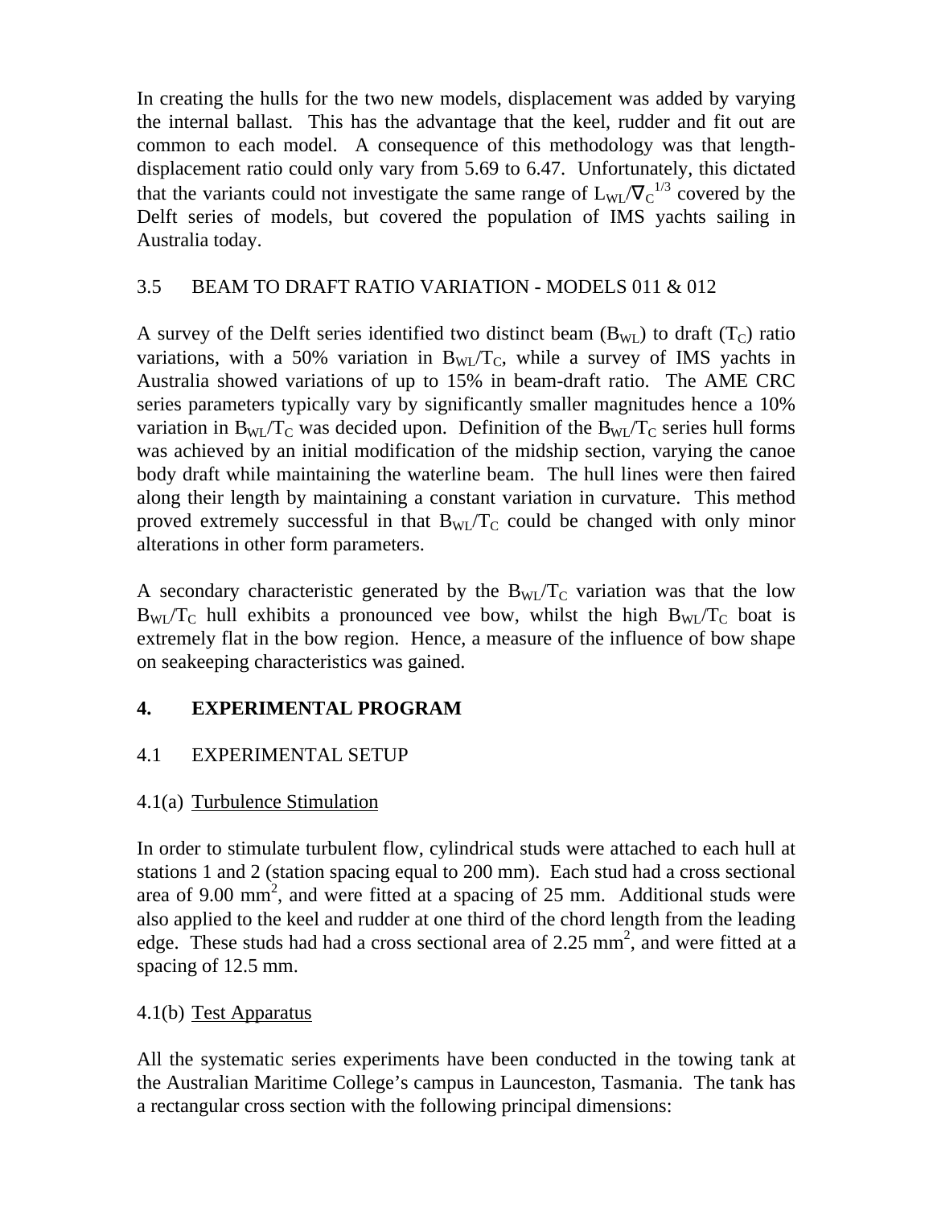In creating the hulls for the two new models, displacement was added by varying the internal ballast. This has the advantage that the keel, rudder and fit out are common to each model. A consequence of this methodology was that length-displacement ratio could only vary from 5.69 to 6.47. Unfortunately, this dictated that the variants could not investigate the same range of $L_{WL}/\nabla_C^{1/3}$ covered by the Delft series of models, but covered the population of IMS yachts sailing in Australia today.

## 3.5 BEAM TO DRAFT RATIO VARIATION - MODELS 011 & 012

A survey of the Delft series identified two distinct beam ($B_{WL}$) to draft ($T_C$) ratio variations, with a 50% variation in $B_{WL}/T_C$, while a survey of IMS yachts in Australia showed variations of up to 15% in beam-draft ratio. The AME CRC series parameters typically vary by significantly smaller magnitudes hence a 10% variation in $B_{WL}/T_C$ was decided upon. Definition of the $B_{WL}/T_C$ series hull forms was achieved by an initial modification of the midship section, varying the canoe body draft while maintaining the waterline beam. The hull lines were then faired along their length by maintaining a constant variation in curvature. This method proved extremely successful in that $B_{WL}/T_C$ could be changed with only minor alterations in other form parameters.

A secondary characteristic generated by the $B_{WL}/T_C$ variation was that the low $B_{WL}/T_C$ hull exhibits a pronounced vee bow, whilst the high $B_{WL}/T_C$ boat is extremely flat in the bow region. Hence, a measure of the influence of bow shape on seakeeping characteristics was gained.

# 4. EXPERIMENTAL PROGRAM

## 4.1 EXPERIMENTAL SETUP

### 4.1(a) Turbulence Stimulation

In order to stimulate turbulent flow, cylindrical studs were attached to each hull at stations 1 and 2 (station spacing equal to 200 mm). Each stud had a cross sectional area of 9.00 $mm^2$, and were fitted at a spacing of 25 mm. Additional studs were also applied to the keel and rudder at one third of the chord length from the leading edge. These studs had had a cross sectional area of 2.25 $mm^2$, and were fitted at a spacing of 12.5 mm.

### 4.1(b) Test Apparatus

All the systematic series experiments have been conducted in the towing tank at the Australian Maritime College's campus in Launceston, Tasmania. The tank has a rectangular cross section with the following principal dimensions: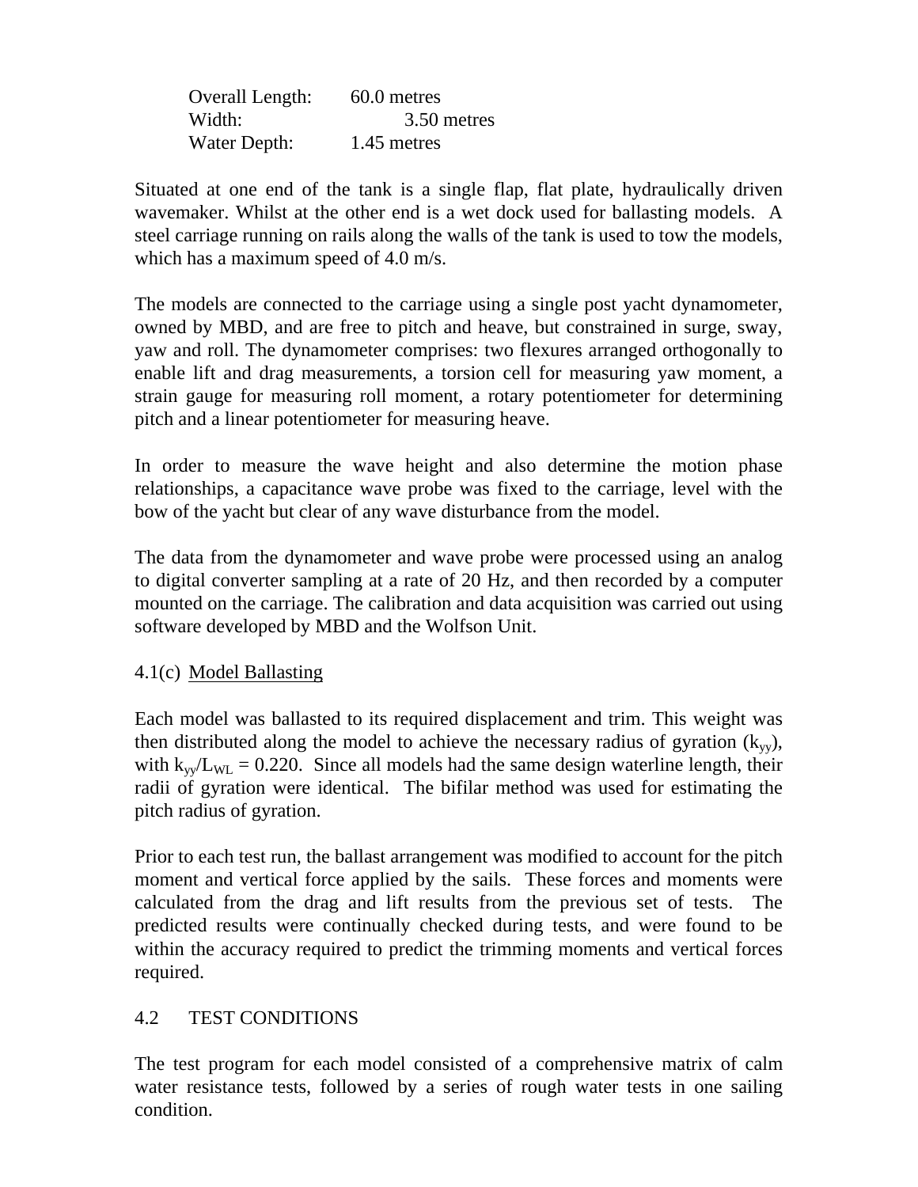| | |
|---|---|
| Overall Length: | 60.0 metres |
| Width: | 3.50 metres |
| Water Depth: | 1.45 metres |

Situated at one end of the tank is a single flap, flat plate, hydraulically driven wavemaker. Whilst at the other end is a wet dock used for ballasting models. A steel carriage running on rails along the walls of the tank is used to tow the models, which has a maximum speed of 4.0 m/s.

The models are connected to the carriage using a single post yacht dynamometer, owned by MBD, and are free to pitch and heave, but constrained in surge, sway, yaw and roll. The dynamometer comprises: two flexures arranged orthogonally to enable lift and drag measurements, a torsion cell for measuring yaw moment, a strain gauge for measuring roll moment, a rotary potentiometer for determining pitch and a linear potentiometer for measuring heave.

In order to measure the wave height and also determine the motion phase relationships, a capacitance wave probe was fixed to the carriage, level with the bow of the yacht but clear of any wave disturbance from the model.

The data from the dynamometer and wave probe were processed using an analog to digital converter sampling at a rate of 20 Hz, and then recorded by a computer mounted on the carriage. The calibration and data acquisition was carried out using software developed by MBD and the Wolfson Unit.

4.1(c) Model Ballasting

Each model was ballasted to its required displacement and trim. This weight was then distributed along the model to achieve the necessary radius of gyration ($k_{yy}$), with $k_{yy}/L_{WL} = 0.220$. Since all models had the same design waterline length, their radii of gyration were identical. The bifilar method was used for estimating the pitch radius of gyration.

Prior to each test run, the ballast arrangement was modified to account for the pitch moment and vertical force applied by the sails. These forces and moments were calculated from the drag and lift results from the previous set of tests. The predicted results were continually checked during tests, and were found to be within the accuracy required to predict the trimming moments and vertical forces required.

## 4.2 TEST CONDITIONS

The test program for each model consisted of a comprehensive matrix of calm water resistance tests, followed by a series of rough water tests in one sailing condition.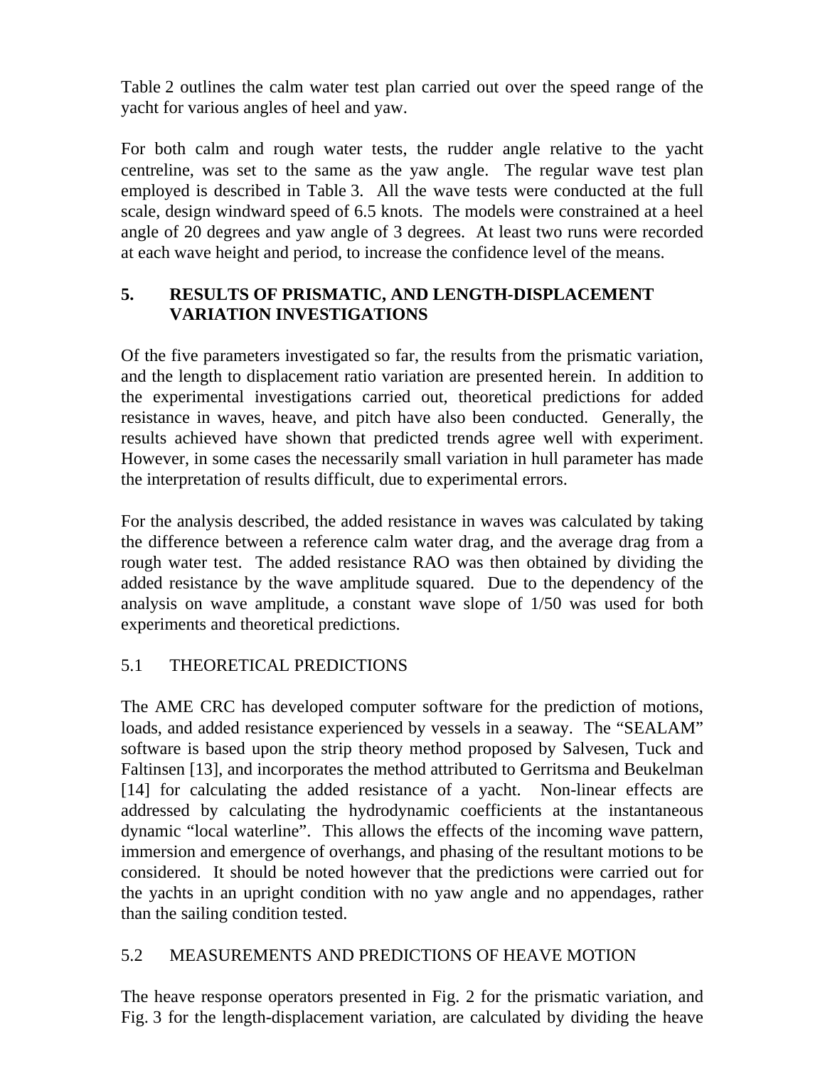Table 2 outlines the calm water test plan carried out over the speed range of the yacht for various angles of heel and yaw.

For both calm and rough water tests, the rudder angle relative to the yacht centreline, was set to the same as the yaw angle. The regular wave test plan employed is described in Table 3. All the wave tests were conducted at the full scale, design windward speed of 6.5 knots. The models were constrained at a heel angle of 20 degrees and yaw angle of 3 degrees. At least two runs were recorded at each wave height and period, to increase the confidence level of the means.

## 5. RESULTS OF PRISMATIC, AND LENGTH-DISPLACEMENT VARIATION INVESTIGATIONS

Of the five parameters investigated so far, the results from the prismatic variation, and the length to displacement ratio variation are presented herein. In addition to the experimental investigations carried out, theoretical predictions for added resistance in waves, heave, and pitch have also been conducted. Generally, the results achieved have shown that predicted trends agree well with experiment. However, in some cases the necessarily small variation in hull parameter has made the interpretation of results difficult, due to experimental errors.

For the analysis described, the added resistance in waves was calculated by taking the difference between a reference calm water drag, and the average drag from a rough water test. The added resistance RAO was then obtained by dividing the added resistance by the wave amplitude squared. Due to the dependency of the analysis on wave amplitude, a constant wave slope of 1/50 was used for both experiments and theoretical predictions.

### 5.1 THEORETICAL PREDICTIONS

The AME CRC has developed computer software for the prediction of motions, loads, and added resistance experienced by vessels in a seaway. The “SEALAM” software is based upon the strip theory method proposed by Salvesen, Tuck and Faltinsen [13], and incorporates the method attributed to Gerritsma and Beukelman [14] for calculating the added resistance of a yacht. Non-linear effects are addressed by calculating the hydrodynamic coefficients at the instantaneous dynamic “local waterline”. This allows the effects of the incoming wave pattern, immersion and emergence of overhangs, and phasing of the resultant motions to be considered. It should be noted however that the predictions were carried out for the yachts in an upright condition with no yaw angle and no appendages, rather than the sailing condition tested.

### 5.2 MEASUREMENTS AND PREDICTIONS OF HEAVE MOTION

The heave response operators presented in Fig. 2 for the prismatic variation, and Fig. 3 for the length-displacement variation, are calculated by dividing the heave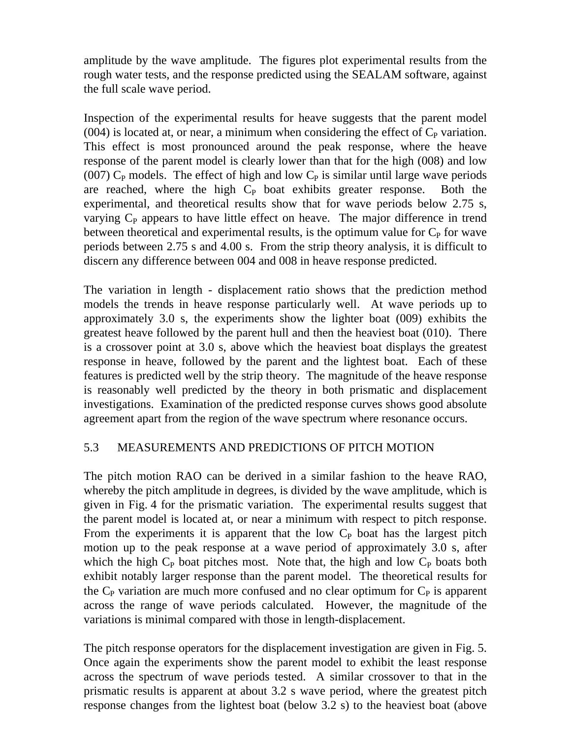amplitude by the wave amplitude. The figures plot experimental results from the rough water tests, and the response predicted using the SEALAM software, against the full scale wave period.

Inspection of the experimental results for heave suggests that the parent model (004) is located at, or near, a minimum when considering the effect of $C_P$ variation. This effect is most pronounced around the peak response, where the heave response of the parent model is clearly lower than that for the high (008) and low (007) $C_P$ models. The effect of high and low $C_P$ is similar until large wave periods are reached, where the high $C_P$ boat exhibits greater response. Both the experimental, and theoretical results show that for wave periods below 2.75 s, varying $C_P$ appears to have little effect on heave. The major difference in trend between theoretical and experimental results, is the optimum value for $C_P$ for wave periods between 2.75 s and 4.00 s. From the strip theory analysis, it is difficult to discern any difference between 004 and 008 in heave response predicted.

The variation in length - displacement ratio shows that the prediction method models the trends in heave response particularly well. At wave periods up to approximately 3.0 s, the experiments show the lighter boat (009) exhibits the greatest heave followed by the parent hull and then the heaviest boat (010). There is a crossover point at 3.0 s, above which the heaviest boat displays the greatest response in heave, followed by the parent and the lightest boat. Each of these features is predicted well by the strip theory. The magnitude of the heave response is reasonably well predicted by the theory in both prismatic and displacement investigations. Examination of the predicted response curves shows good absolute agreement apart from the region of the wave spectrum where resonance occurs.

## 5.3 MEASUREMENTS AND PREDICTIONS OF PITCH MOTION

The pitch motion RAO can be derived in a similar fashion to the heave RAO, whereby the pitch amplitude in degrees, is divided by the wave amplitude, which is given in Fig. 4 for the prismatic variation. The experimental results suggest that the parent model is located at, or near a minimum with respect to pitch response. From the experiments it is apparent that the low $C_P$ boat has the largest pitch motion up to the peak response at a wave period of approximately 3.0 s, after which the high $C_P$ boat pitches most. Note that, the high and low $C_P$ boats both exhibit notably larger response than the parent model. The theoretical results for the $C_P$ variation are much more confused and no clear optimum for $C_P$ is apparent across the range of wave periods calculated. However, the magnitude of the variations is minimal compared with those in length-displacement.

The pitch response operators for the displacement investigation are given in Fig. 5. Once again the experiments show the parent model to exhibit the least response across the spectrum of wave periods tested. A similar crossover to that in the prismatic results is apparent at about 3.2 s wave period, where the greatest pitch response changes from the lightest boat (below 3.2 s) to the heaviest boat (above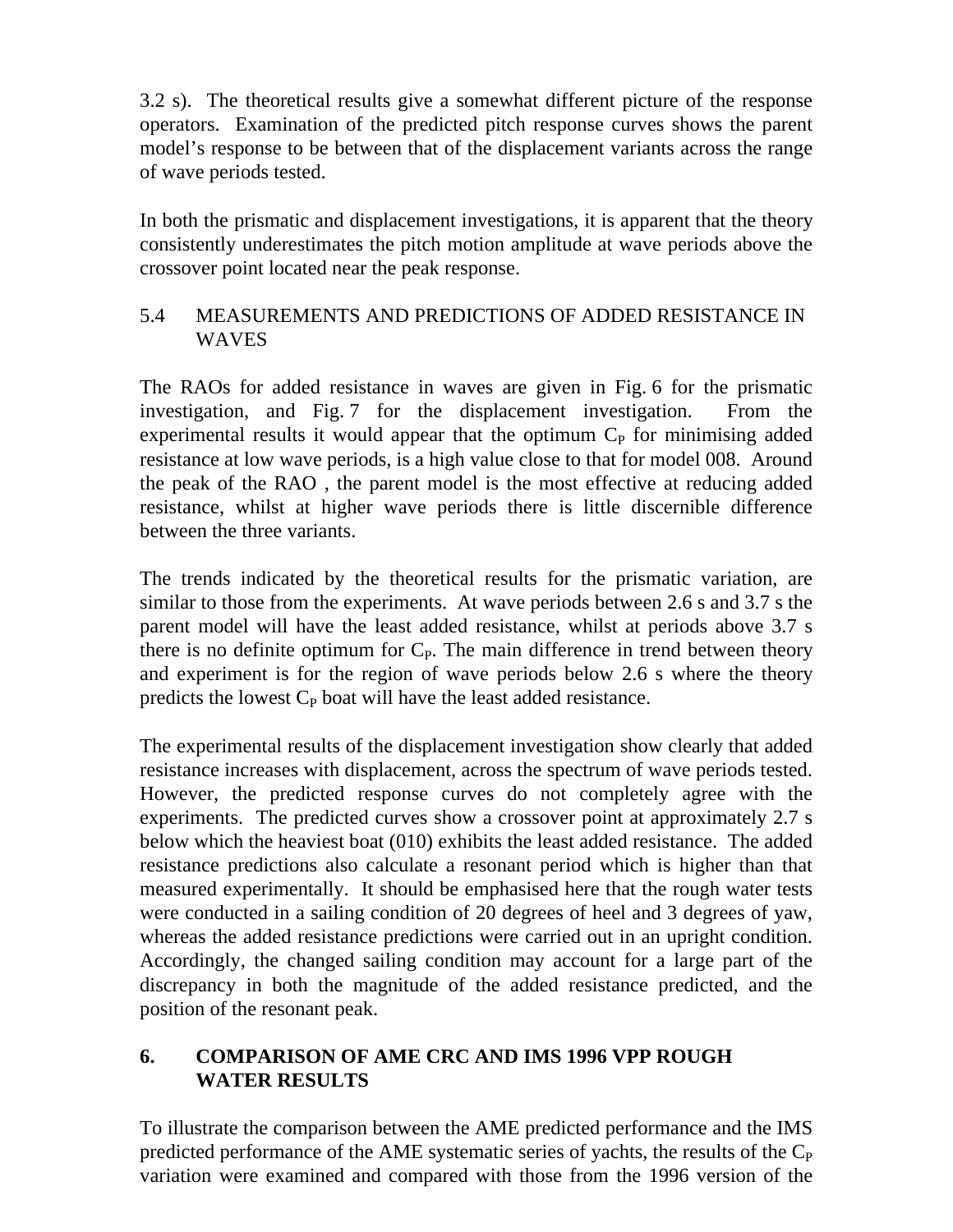3.2 s). The theoretical results give a somewhat different picture of the response operators. Examination of the predicted pitch response curves shows the parent model's response to be between that of the displacement variants across the range of wave periods tested.

In both the prismatic and displacement investigations, it is apparent that the theory consistently underestimates the pitch motion amplitude at wave periods above the crossover point located near the peak response.

### 5.4 MEASUREMENTS AND PREDICTIONS OF ADDED RESISTANCE IN WAVES

The RAOs for added resistance in waves are given in Fig. 6 for the prismatic investigation, and Fig. 7 for the displacement investigation. From the experimental results it would appear that the optimum $C_P$ for minimising added resistance at low wave periods, is a high value close to that for model 008. Around the peak of the RAO , the parent model is the most effective at reducing added resistance, whilst at higher wave periods there is little discernible difference between the three variants.

The trends indicated by the theoretical results for the prismatic variation, are similar to those from the experiments. At wave periods between 2.6 s and 3.7 s the parent model will have the least added resistance, whilst at periods above 3.7 s there is no definite optimum for $C_P$. The main difference in trend between theory and experiment is for the region of wave periods below 2.6 s where the theory predicts the lowest $C_P$ boat will have the least added resistance.

The experimental results of the displacement investigation show clearly that added resistance increases with displacement, across the spectrum of wave periods tested. However, the predicted response curves do not completely agree with the experiments. The predicted curves show a crossover point at approximately 2.7 s below which the heaviest boat (010) exhibits the least added resistance. The added resistance predictions also calculate a resonant period which is higher than that measured experimentally. It should be emphasised here that the rough water tests were conducted in a sailing condition of 20 degrees of heel and 3 degrees of yaw, whereas the added resistance predictions were carried out in an upright condition. Accordingly, the changed sailing condition may account for a large part of the discrepancy in both the magnitude of the added resistance predicted, and the position of the resonant peak.

## 6. COMPARISON OF AME CRC AND IMS 1996 VPP ROUGH WATER RESULTS

To illustrate the comparison between the AME predicted performance and the IMS predicted performance of the AME systematic series of yachts, the results of the $C_P$ variation were examined and compared with those from the 1996 version of the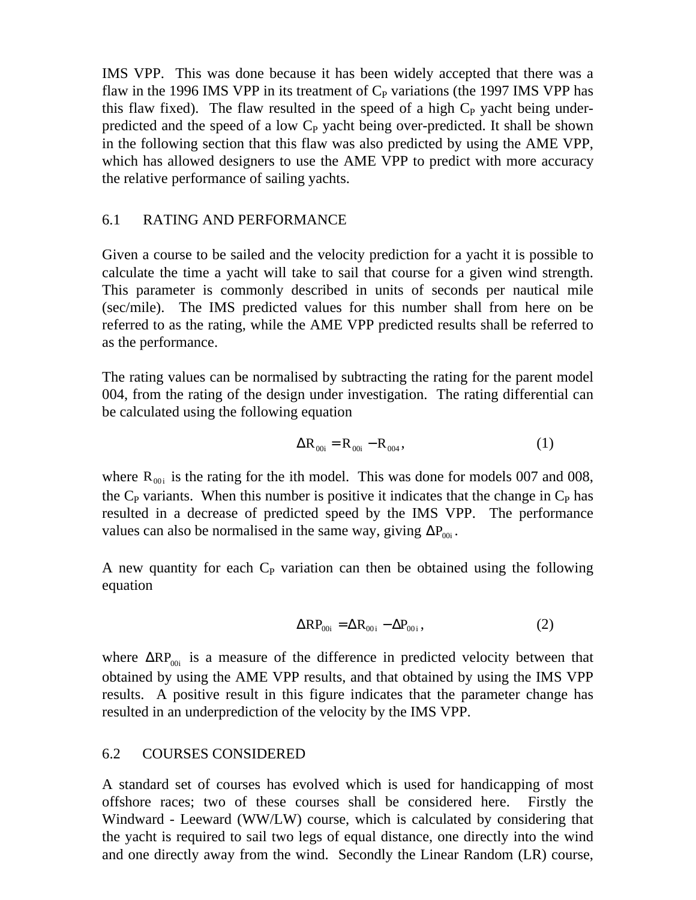IMS VPP. This was done because it has been widely accepted that there was a flaw in the 1996 IMS VPP in its treatment of $C_P$ variations (the 1997 IMS VPP has this flaw fixed). The flaw resulted in the speed of a high $C_P$ yacht being under-predicted and the speed of a low $C_P$ yacht being over-predicted. It shall be shown in the following section that this flaw was also predicted by using the AME VPP, which has allowed designers to use the AME VPP to predict with more accuracy the relative performance of sailing yachts.

## 6.1 RATING AND PERFORMANCE

Given a course to be sailed and the velocity prediction for a yacht it is possible to calculate the time a yacht will take to sail that course for a given wind strength. This parameter is commonly described in units of seconds per nautical mile (sec/mile). The IMS predicted values for this number shall from here on be referred to as the rating, while the AME VPP predicted results shall be referred to as the performance.

The rating values can be normalised by subtracting the rating for the parent model 004, from the rating of the design under investigation. The rating differential can be calculated using the following equation

$$\Delta R_{00i} = R_{00i} - R_{004}, \tag{1}$$

where $R_{00i}$ is the rating for the ith model. This was done for models 007 and 008, the $C_P$ variants. When this number is positive it indicates that the change in $C_P$ has resulted in a decrease of predicted speed by the IMS VPP. The performance values can also be normalised in the same way, giving $\Delta P_{00i}$.

A new quantity for each $C_P$ variation can then be obtained using the following equation

$$\Delta RP_{00i} = \Delta R_{00i} - \Delta P_{00i}, \tag{2}$$

where $\Delta RP_{00i}$ is a measure of the difference in predicted velocity between that obtained by using the AME VPP results, and that obtained by using the IMS VPP results. A positive result in this figure indicates that the parameter change has resulted in an underprediction of the velocity by the IMS VPP.

## 6.2 COURSES CONSIDERED

A standard set of courses has evolved which is used for handicapping of most offshore races; two of these courses shall be considered here. Firstly the Windward - Leeward (WW/LW) course, which is calculated by considering that the yacht is required to sail two legs of equal distance, one directly into the wind and one directly away from the wind. Secondly the Linear Random (LR) course,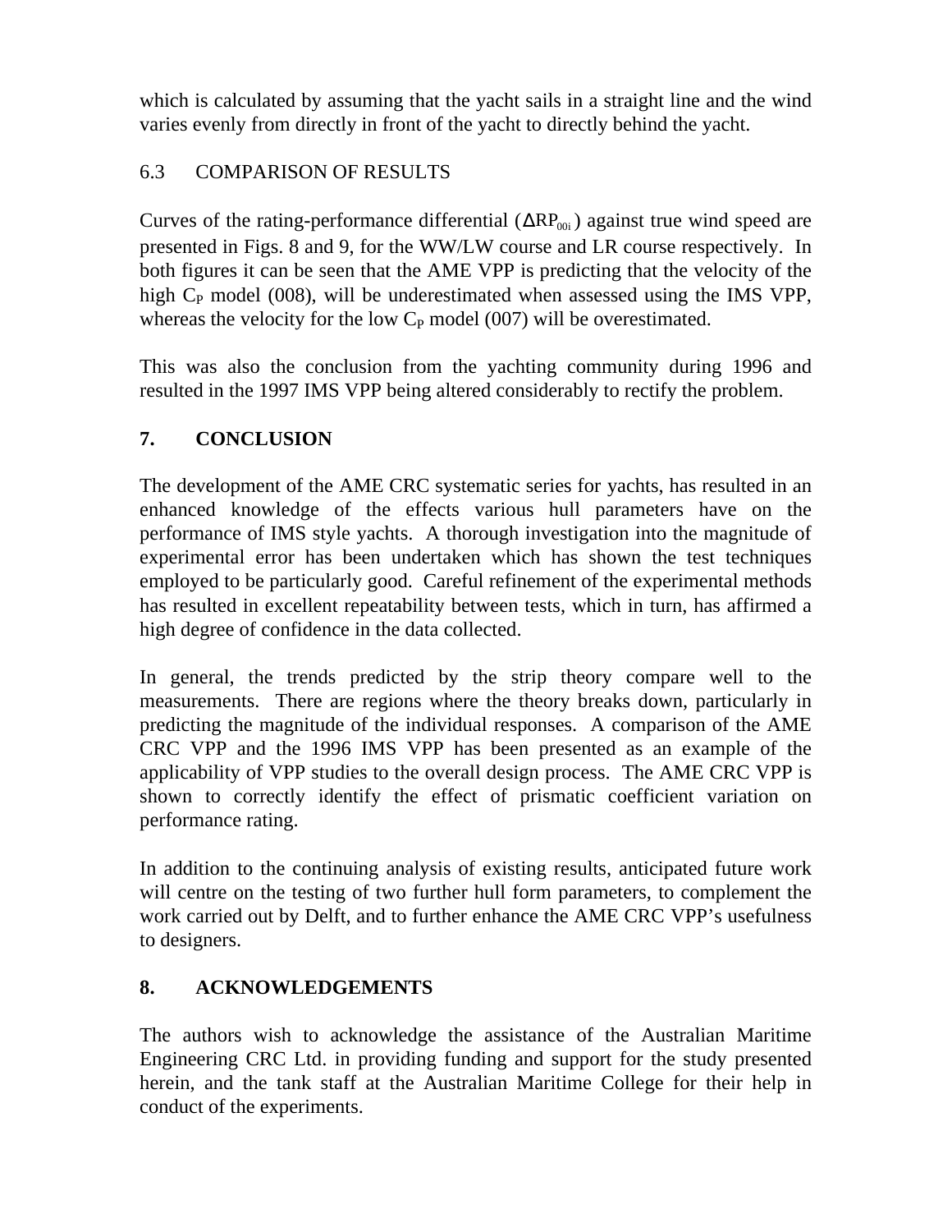which is calculated by assuming that the yacht sails in a straight line and the wind varies evenly from directly in front of the yacht to directly behind the yacht.

## 6.3 COMPARISON OF RESULTS

Curves of the rating-performance differential ($\Delta RP_{00i}$) against true wind speed are presented in Figs. 8 and 9, for the WW/LW course and LR course respectively. In both figures it can be seen that the AME VPP is predicting that the velocity of the high $C_P$ model (008), will be underestimated when assessed using the IMS VPP, whereas the velocity for the low $C_P$ model (007) will be overestimated.

This was also the conclusion from the yachting community during 1996 and resulted in the 1997 IMS VPP being altered considerably to rectify the problem.

# 7. CONCLUSION

The development of the AME CRC systematic series for yachts, has resulted in an enhanced knowledge of the effects various hull parameters have on the performance of IMS style yachts. A thorough investigation into the magnitude of experimental error has been undertaken which has shown the test techniques employed to be particularly good. Careful refinement of the experimental methods has resulted in excellent repeatability between tests, which in turn, has affirmed a high degree of confidence in the data collected.

In general, the trends predicted by the strip theory compare well to the measurements. There are regions where the theory breaks down, particularly in predicting the magnitude of the individual responses. A comparison of the AME CRC VPP and the 1996 IMS VPP has been presented as an example of the applicability of VPP studies to the overall design process. The AME CRC VPP is shown to correctly identify the effect of prismatic coefficient variation on performance rating.

In addition to the continuing analysis of existing results, anticipated future work will centre on the testing of two further hull form parameters, to complement the work carried out by Delft, and to further enhance the AME CRC VPP's usefulness to designers.

# 8. ACKNOWLEDGEMENTS

The authors wish to acknowledge the assistance of the Australian Maritime Engineering CRC Ltd. in providing funding and support for the study presented herein, and the tank staff at the Australian Maritime College for their help in conduct of the experiments.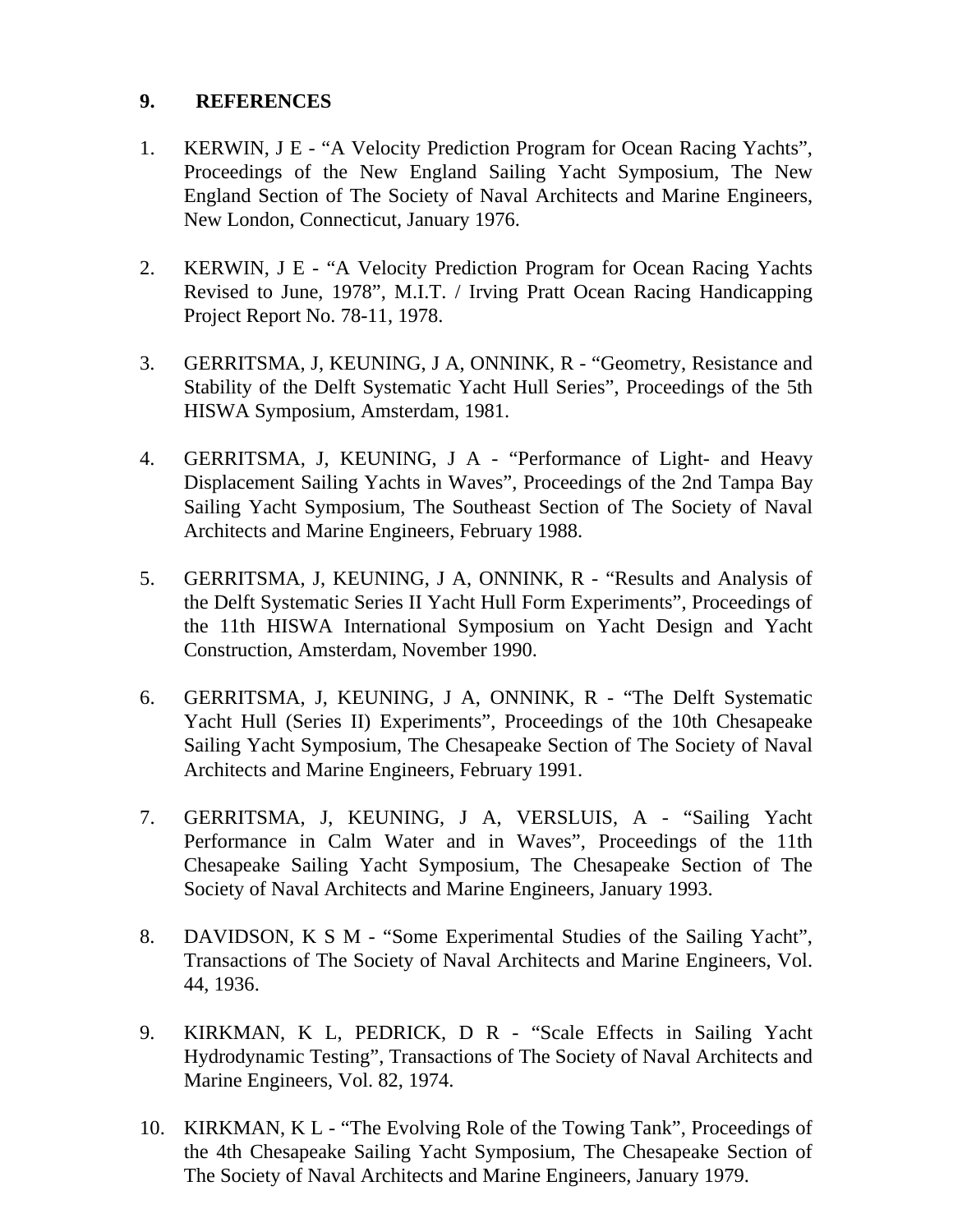## 9. REFERENCES

1. KERWIN, J E - “A Velocity Prediction Program for Ocean Racing Yachts”, Proceedings of the New England Sailing Yacht Symposium, The New England Section of The Society of Naval Architects and Marine Engineers, New London, Connecticut, January 1976.

2. KERWIN, J E - “A Velocity Prediction Program for Ocean Racing Yachts Revised to June, 1978”, M.I.T. / Irving Pratt Ocean Racing Handicapping Project Report No. 78-11, 1978.

3. GERRITSMA, J, KEUNING, J A, ONNINK, R - “Geometry, Resistance and Stability of the Delft Systematic Yacht Hull Series”, Proceedings of the 5th HISWA Symposium, Amsterdam, 1981.

4. GERRITSMA, J, KEUNING, J A - “Performance of Light- and Heavy Displacement Sailing Yachts in Waves”, Proceedings of the 2nd Tampa Bay Sailing Yacht Symposium, The Southeast Section of The Society of Naval Architects and Marine Engineers, February 1988.

5. GERRITSMA, J, KEUNING, J A, ONNINK, R - “Results and Analysis of the Delft Systematic Series II Yacht Hull Form Experiments”, Proceedings of the 11th HISWA International Symposium on Yacht Design and Yacht Construction, Amsterdam, November 1990.

6. GERRITSMA, J, KEUNING, J A, ONNINK, R - “The Delft Systematic Yacht Hull (Series II) Experiments”, Proceedings of the 10th Chesapeake Sailing Yacht Symposium, The Chesapeake Section of The Society of Naval Architects and Marine Engineers, February 1991.

7. GERRITSMA, J, KEUNING, J A, VERSLUIS, A - “Sailing Yacht Performance in Calm Water and in Waves”, Proceedings of the 11th Chesapeake Sailing Yacht Symposium, The Chesapeake Section of The Society of Naval Architects and Marine Engineers, January 1993.

8. DAVIDSON, K S M - “Some Experimental Studies of the Sailing Yacht”, Transactions of The Society of Naval Architects and Marine Engineers, Vol. 44, 1936.

9. KIRKMAN, K L, PEDRICK, D R - “Scale Effects in Sailing Yacht Hydrodynamic Testing”, Transactions of The Society of Naval Architects and Marine Engineers, Vol. 82, 1974.

10. KIRKMAN, K L - “The Evolving Role of the Towing Tank”, Proceedings of the 4th Chesapeake Sailing Yacht Symposium, The Chesapeake Section of The Society of Naval Architects and Marine Engineers, January 1979.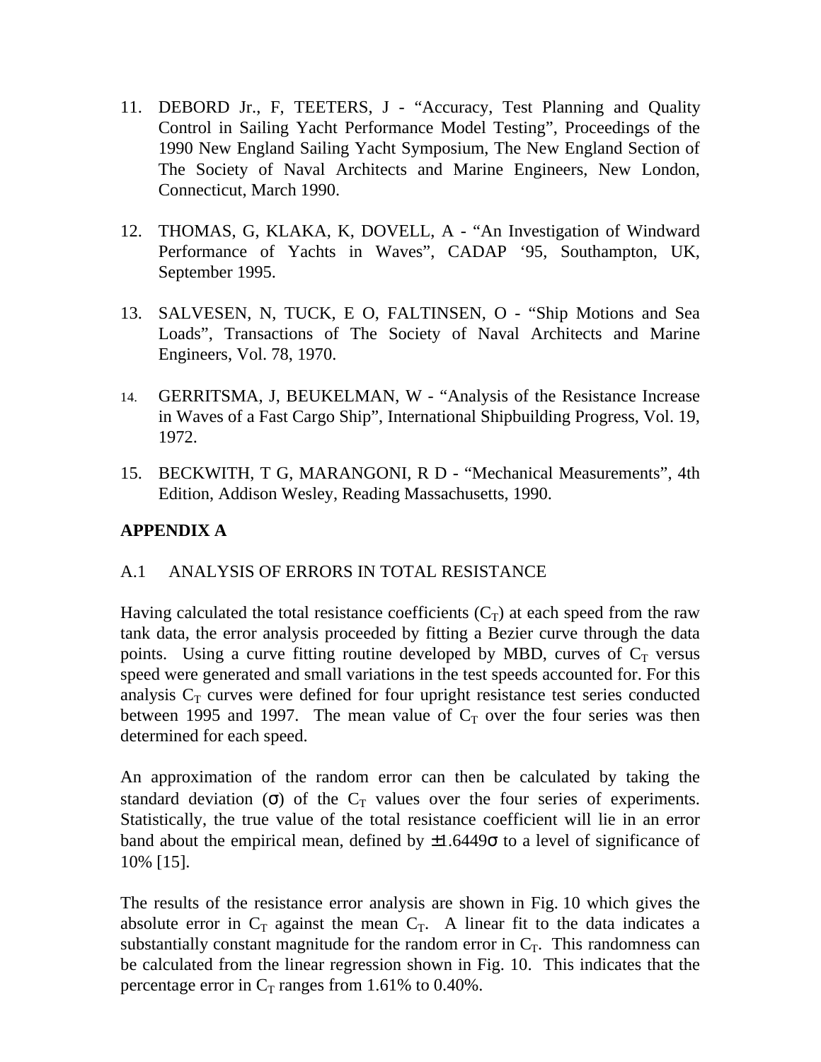11. DEBORD Jr., F, TEETERS, J - “Accuracy, Test Planning and Quality Control in Sailing Yacht Performance Model Testing”, Proceedings of the 1990 New England Sailing Yacht Symposium, The New England Section of The Society of Naval Architects and Marine Engineers, New London, Connecticut, March 1990.

12. THOMAS, G, KLAKA, K, DOVELL, A - “An Investigation of Windward Performance of Yachts in Waves”, CADAP ‘95, Southampton, UK, September 1995.

13. SALVESEN, N, TUCK, E O, FALTINSEN, O - “Ship Motions and Sea Loads”, Transactions of The Society of Naval Architects and Marine Engineers, Vol. 78, 1970.

14. GERRITSMA, J, BEUKELMAN, W - “Analysis of the Resistance Increase in Waves of a Fast Cargo Ship”, International Shipbuilding Progress, Vol. 19, 1972.

15. BECKWITH, T G, MARANGONI, R D - “Mechanical Measurements”, 4th Edition, Addison Wesley, Reading Massachusetts, 1990.

## APPENDIX A

### A.1 ANALYSIS OF ERRORS IN TOTAL RESISTANCE

Having calculated the total resistance coefficients ($C_T$) at each speed from the raw tank data, the error analysis proceeded by fitting a Bezier curve through the data points. Using a curve fitting routine developed by MBD, curves of $C_T$ versus speed were generated and small variations in the test speeds accounted for. For this analysis $C_T$ curves were defined for four upright resistance test series conducted between 1995 and 1997. The mean value of $C_T$ over the four series was then determined for each speed.

An approximation of the random error can then be calculated by taking the standard deviation ($\sigma$) of the $C_T$ values over the four series of experiments. Statistically, the true value of the total resistance coefficient will lie in an error band about the empirical mean, defined by $\pm 1.6449\sigma$ to a level of significance of 10% [15].

The results of the resistance error analysis are shown in Fig. 10 which gives the absolute error in $C_T$ against the mean $C_T$. A linear fit to the data indicates a substantially constant magnitude for the random error in $C_T$. This randomness can be calculated from the linear regression shown in Fig. 10. This indicates that the percentage error in $C_T$ ranges from 1.61% to 0.40%.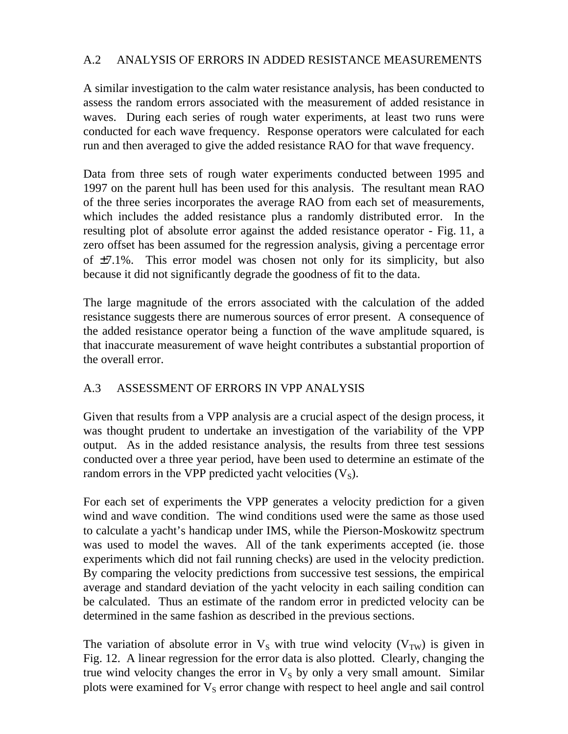## A.2 ANALYSIS OF ERRORS IN ADDED RESISTANCE MEASUREMENTS

A similar investigation to the calm water resistance analysis, has been conducted to assess the random errors associated with the measurement of added resistance in waves. During each series of rough water experiments, at least two runs were conducted for each wave frequency. Response operators were calculated for each run and then averaged to give the added resistance RAO for that wave frequency.

Data from three sets of rough water experiments conducted between 1995 and 1997 on the parent hull has been used for this analysis. The resultant mean RAO of the three series incorporates the average RAO from each set of measurements, which includes the added resistance plus a randomly distributed error. In the resulting plot of absolute error against the added resistance operator - Fig. 11, a zero offset has been assumed for the regression analysis, giving a percentage error of ±7.1%. This error model was chosen not only for its simplicity, but also because it did not significantly degrade the goodness of fit to the data.

The large magnitude of the errors associated with the calculation of the added resistance suggests there are numerous sources of error present. A consequence of the added resistance operator being a function of the wave amplitude squared, is that inaccurate measurement of wave height contributes a substantial proportion of the overall error.

## A.3 ASSESSMENT OF ERRORS IN VPP ANALYSIS

Given that results from a VPP analysis are a crucial aspect of the design process, it was thought prudent to undertake an investigation of the variability of the VPP output. As in the added resistance analysis, the results from three test sessions conducted over a three year period, have been used to determine an estimate of the random errors in the VPP predicted yacht velocities ($V_S$).

For each set of experiments the VPP generates a velocity prediction for a given wind and wave condition. The wind conditions used were the same as those used to calculate a yacht's handicap under IMS, while the Pierson-Moskowitz spectrum was used to model the waves. All of the tank experiments accepted (ie. those experiments which did not fail running checks) are used in the velocity prediction. By comparing the velocity predictions from successive test sessions, the empirical average and standard deviation of the yacht velocity in each sailing condition can be calculated. Thus an estimate of the random error in predicted velocity can be determined in the same fashion as described in the previous sections.

The variation of absolute error in $V_S$ with true wind velocity ($V_{TW}$) is given in Fig. 12. A linear regression for the error data is also plotted. Clearly, changing the true wind velocity changes the error in $V_S$ by only a very small amount. Similar plots were examined for $V_S$ error change with respect to heel angle and sail control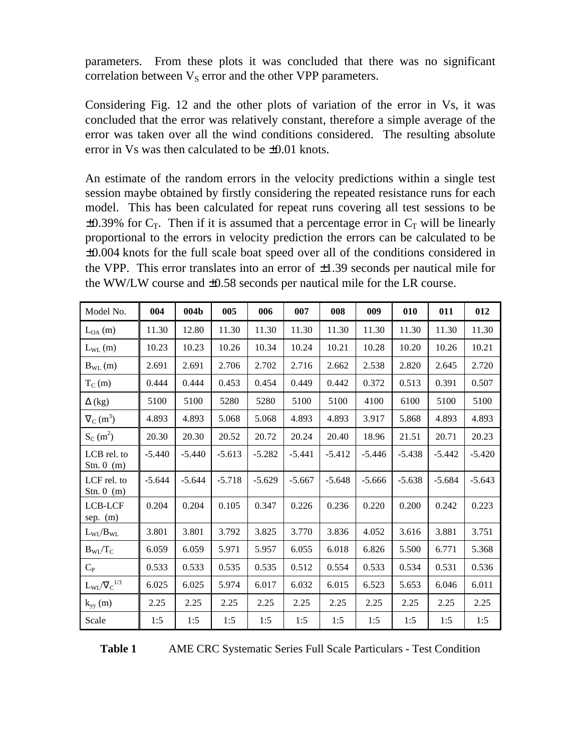parameters. From these plots it was concluded that there was no significant correlation between $V_S$ error and the other VPP parameters.

Considering Fig. 12 and the other plots of variation of the error in Vs, it was concluded that the error was relatively constant, therefore a simple average of the error was taken over all the wind conditions considered. The resulting absolute error in Vs was then calculated to be ±0.01 knots.

An estimate of the random errors in the velocity predictions within a single test session maybe obtained by firstly considering the repeated resistance runs for each model. This has been calculated for repeat runs covering all test sessions to be ±0.39% for $C_T$. Then if it is assumed that a percentage error in $C_T$ will be linearly proportional to the errors in velocity prediction the errors can be calculated to be ±0.004 knots for the full scale boat speed over all of the conditions considered in the VPP. This error translates into an error of ±1.39 seconds per nautical mile for the WW/LW course and ±0.58 seconds per nautical mile for the LR course.

| Model No. | 004 | 004b | 005 | 006 | 007 | 008 | 009 | 010 | 011 | 012 |
|---|---|---|---|---|---|---|---|---|---|---|
| $L_{OA}$ (m) | 11.30 | 12.80 | 11.30 | 11.30 | 11.30 | 11.30 | 11.30 | 11.30 | 11.30 | 11.30 |
| $L_{WL}$ (m) | 10.23 | 10.23 | 10.26 | 10.34 | 10.24 | 10.21 | 10.28 | 10.20 | 10.26 | 10.21 |
| $B_{WL}$ (m) | 2.691 | 2.691 | 2.706 | 2.702 | 2.716 | 2.662 | 2.538 | 2.820 | 2.645 | 2.720 |
| $T_C$ (m) | 0.444 | 0.444 | 0.453 | 0.454 | 0.449 | 0.442 | 0.372 | 0.513 | 0.391 | 0.507 |
| $\Delta$ (kg) | 5100 | 5100 | 5280 | 5280 | 5100 | 5100 | 4100 | 6100 | 5100 | 5100 |
| $\nabla_C$ ($m^3$) | 4.893 | 4.893 | 5.068 | 5.068 | 4.893 | 4.893 | 3.917 | 5.868 | 4.893 | 4.893 |
| $S_C$ ($m^2$) | 20.30 | 20.30 | 20.52 | 20.72 | 20.24 | 20.40 | 18.96 | 21.51 | 20.71 | 20.23 |
| LCB rel. to Stn. 0 (m) | -5.440 | -5.440 | -5.613 | -5.282 | -5.441 | -5.412 | -5.446 | -5.438 | -5.442 | -5.420 |
| LCF rel. to Stn. 0 (m) | -5.644 | -5.644 | -5.718 | -5.629 | -5.667 | -5.648 | -5.666 | -5.638 | -5.684 | -5.643 |
| LCB-LCF sep. (m) | 0.204 | 0.204 | 0.105 | 0.347 | 0.226 | 0.236 | 0.220 | 0.200 | 0.242 | 0.223 |
| $L_{WL}/B_{WL}$ | 3.801 | 3.801 | 3.792 | 3.825 | 3.770 | 3.836 | 4.052 | 3.616 | 3.881 | 3.751 |
| $B_{WL}/T_C$ | 6.059 | 6.059 | 5.971 | 5.957 | 6.055 | 6.018 | 6.826 | 5.500 | 6.771 | 5.368 |
| $C_P$ | 0.533 | 0.533 | 0.535 | 0.535 | 0.512 | 0.554 | 0.533 | 0.534 | 0.531 | 0.536 |
| $L_{WL}/\nabla_C^{1/3}$ | 6.025 | 6.025 | 5.974 | 6.017 | 6.032 | 6.015 | 6.523 | 5.653 | 6.046 | 6.011 |
| $k_{yy}$ (m) | 2.25 | 2.25 | 2.25 | 2.25 | 2.25 | 2.25 | 2.25 | 2.25 | 2.25 | 2.25 |
| Scale | 1:5 | 1:5 | 1:5 | 1:5 | 1:5 | 1:5 | 1:5 | 1:5 | 1:5 | 1:5 |

**Table 1** AME CRC Systematic Series Full Scale Particulars - Test Condition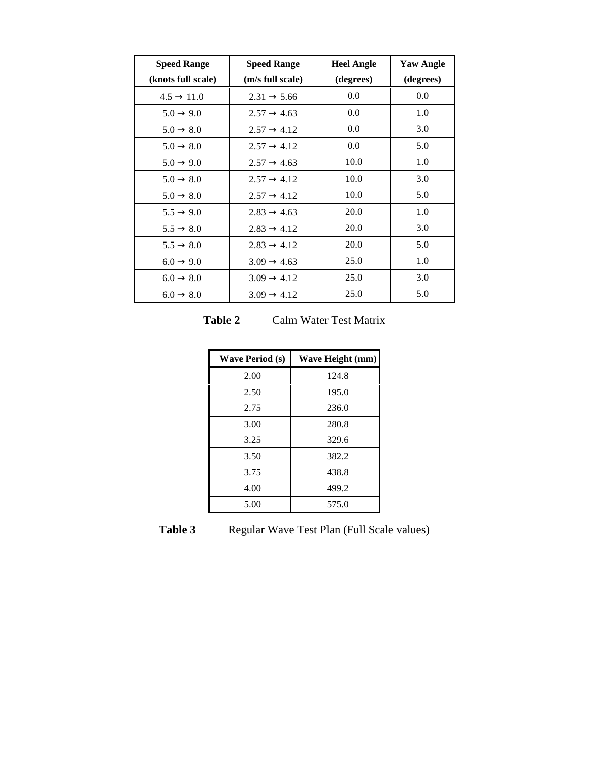| Speed Range (knots full scale) | Speed Range (m/s full scale) | Heel Angle (degrees) | Yaw Angle (degrees) |
|---|---|---|---|
| 4.5 → 11.0 | 2.31 → 5.66 | 0.0 | 0.0 |
| 5.0 → 9.0 | 2.57 → 4.63 | 0.0 | 1.0 |
| 5.0 → 8.0 | 2.57 → 4.12 | 0.0 | 3.0 |
| 5.0 → 8.0 | 2.57 → 4.12 | 0.0 | 5.0 |
| 5.0 → 9.0 | 2.57 → 4.63 | 10.0 | 1.0 |
| 5.0 → 8.0 | 2.57 → 4.12 | 10.0 | 3.0 |
| 5.0 → 8.0 | 2.57 → 4.12 | 10.0 | 5.0 |
| 5.5 → 9.0 | 2.83 → 4.63 | 20.0 | 1.0 |
| 5.5 → 8.0 | 2.83 → 4.12 | 20.0 | 3.0 |
| 5.5 → 8.0 | 2.83 → 4.12 | 20.0 | 5.0 |
| 6.0 → 9.0 | 3.09 → 4.63 | 25.0 | 1.0 |
| 6.0 → 8.0 | 3.09 → 4.12 | 25.0 | 3.0 |
| 6.0 → 8.0 | 3.09 → 4.12 | 25.0 | 5.0 |

**Table 2** Calm Water Test Matrix

| Wave Period (s) | Wave Height (mm) |
|---|---|
| 2.00 | 124.8 |
| 2.50 | 195.0 |
| 2.75 | 236.0 |
| 3.00 | 280.8 |
| 3.25 | 329.6 |
| 3.50 | 382.2 |
| 3.75 | 438.8 |
| 4.00 | 499.2 |
| 5.00 | 575.0 |

**Table 3** Regular Wave Test Plan (Full Scale values)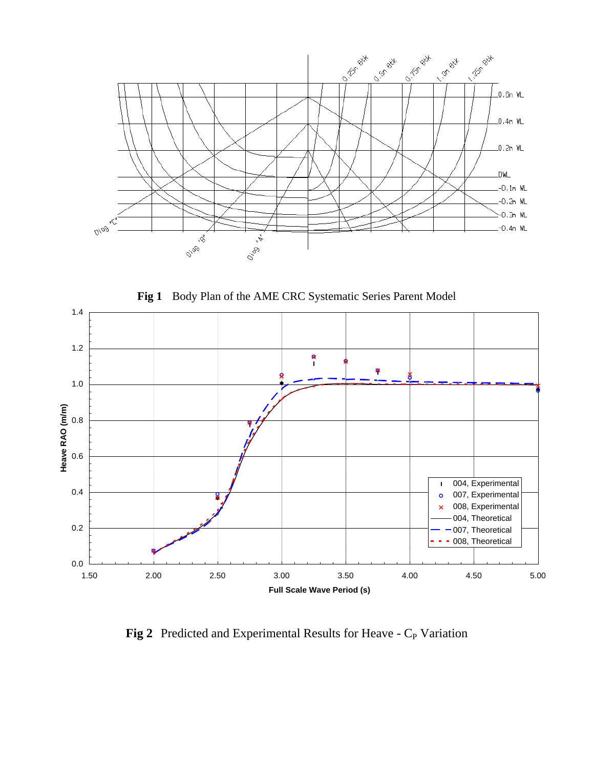**Fig 1** Body Plan of the AME CRC Systematic Series Parent Model

**Fig 2** Predicted and Experimental Results for Heave - $C_P$ Variation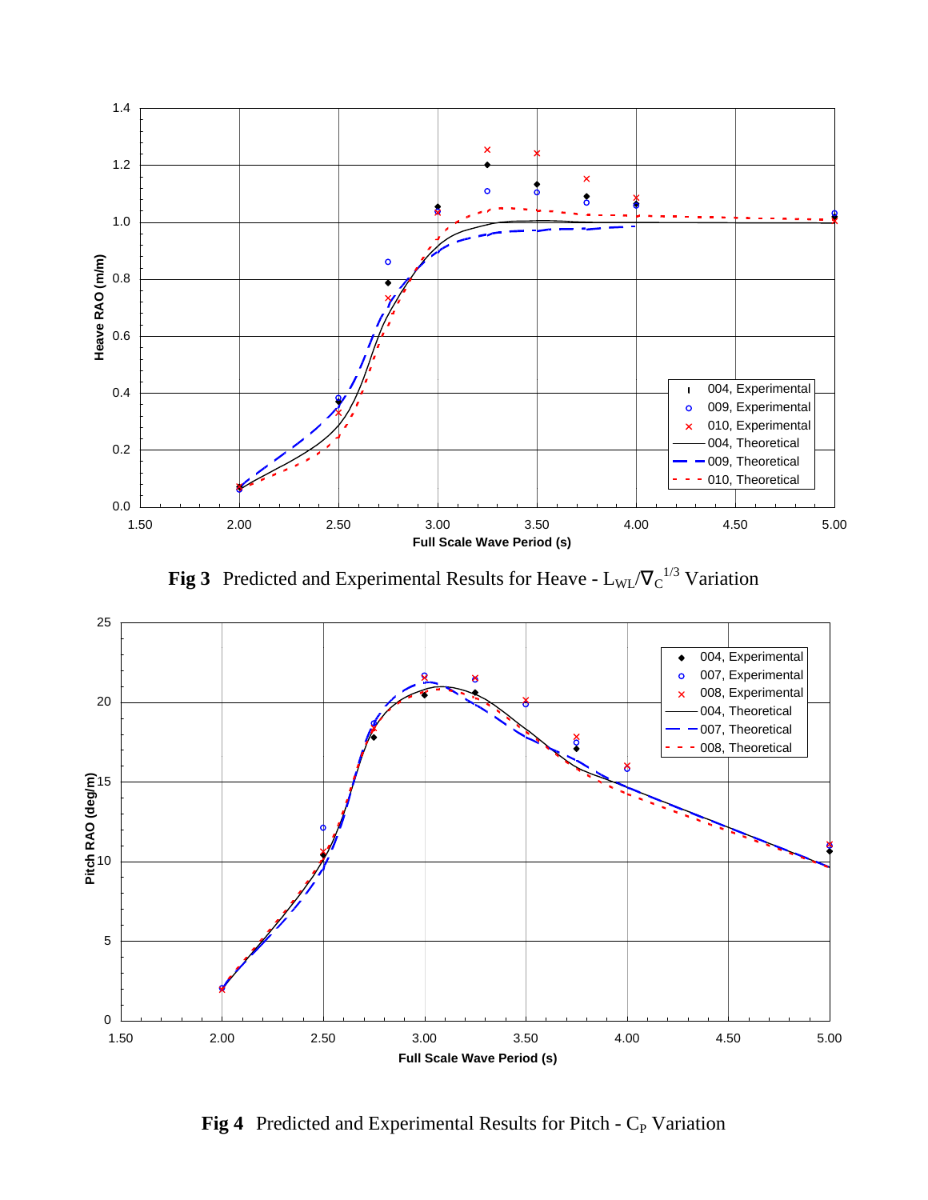**Fig 3** Predicted and Experimental Results for Heave - $L_{WL}/\nabla_C^{1/3}$ Variation

**Fig 4** Predicted and Experimental Results for Pitch - $C_P$ Variation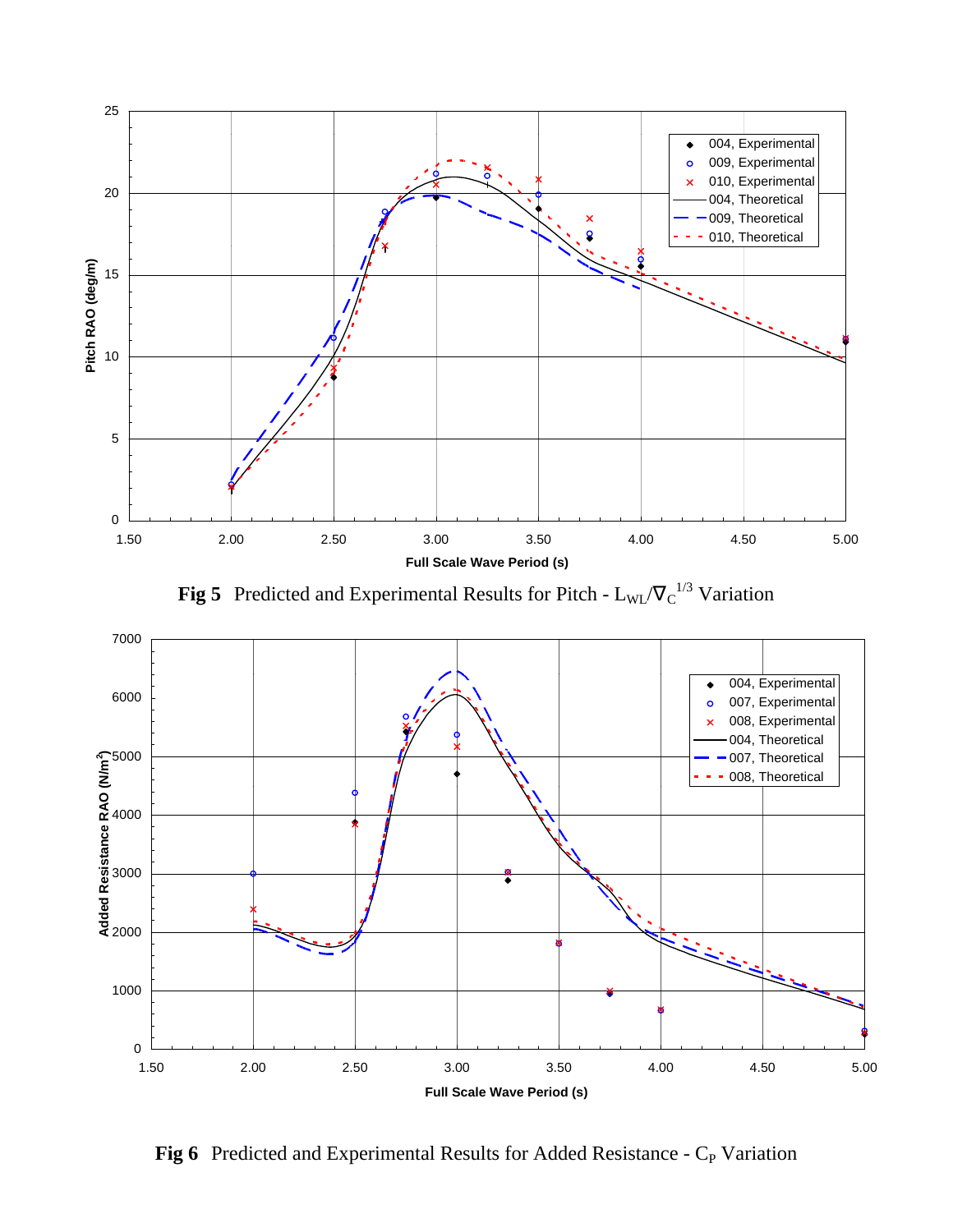**Fig 5** Predicted and Experimental Results for Pitch - $L_{WL}/\nabla_C^{1/3}$ Variation

**Fig 6** Predicted and Experimental Results for Added Resistance - $C_P$ Variation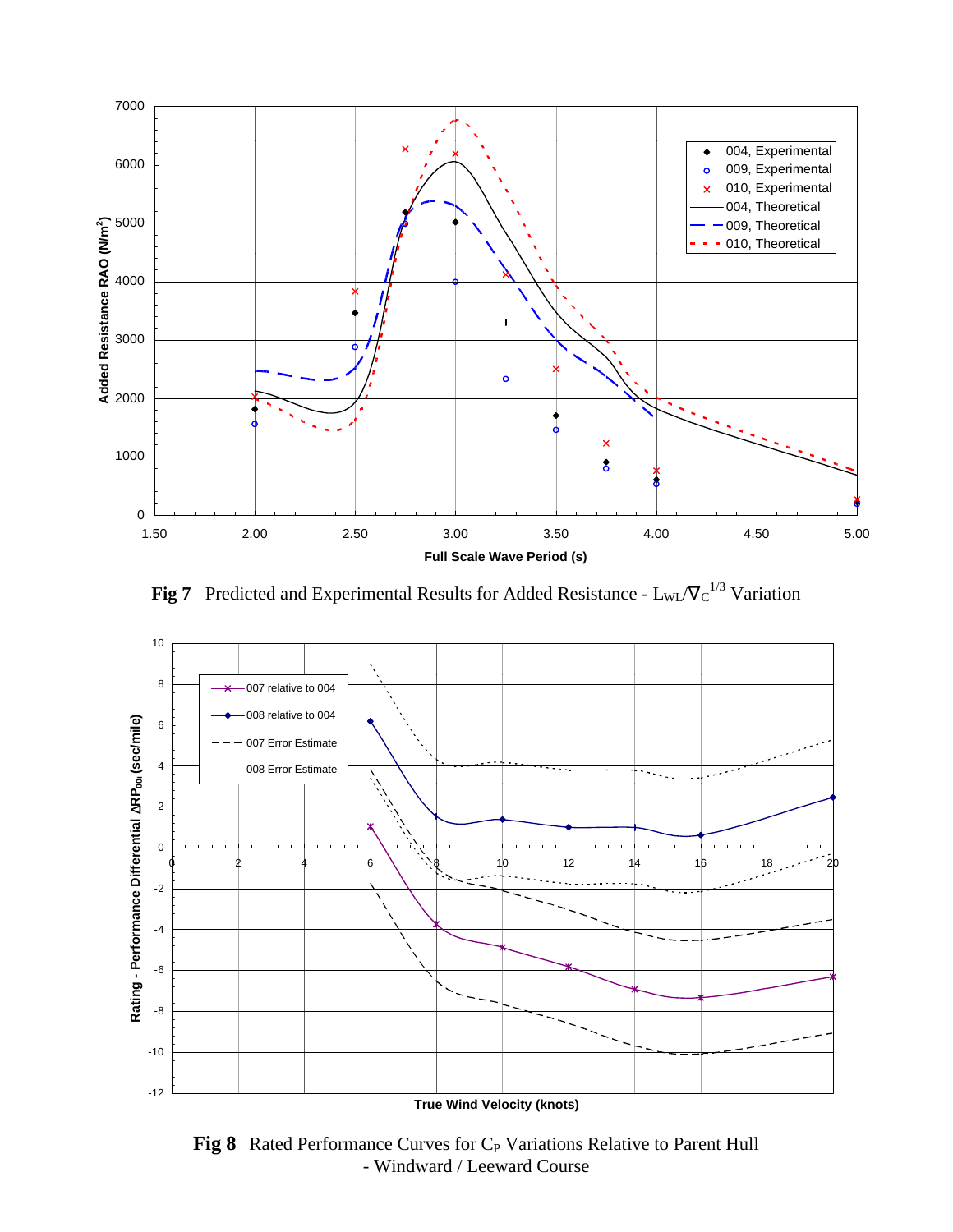**Fig 7** Predicted and Experimental Results for Added Resistance - $L_{WL}/\nabla_C^{1/3}$ Variation

**Fig 8** Rated Performance Curves for $C_P$ Variations Relative to Parent Hull - Windward / Leeward Course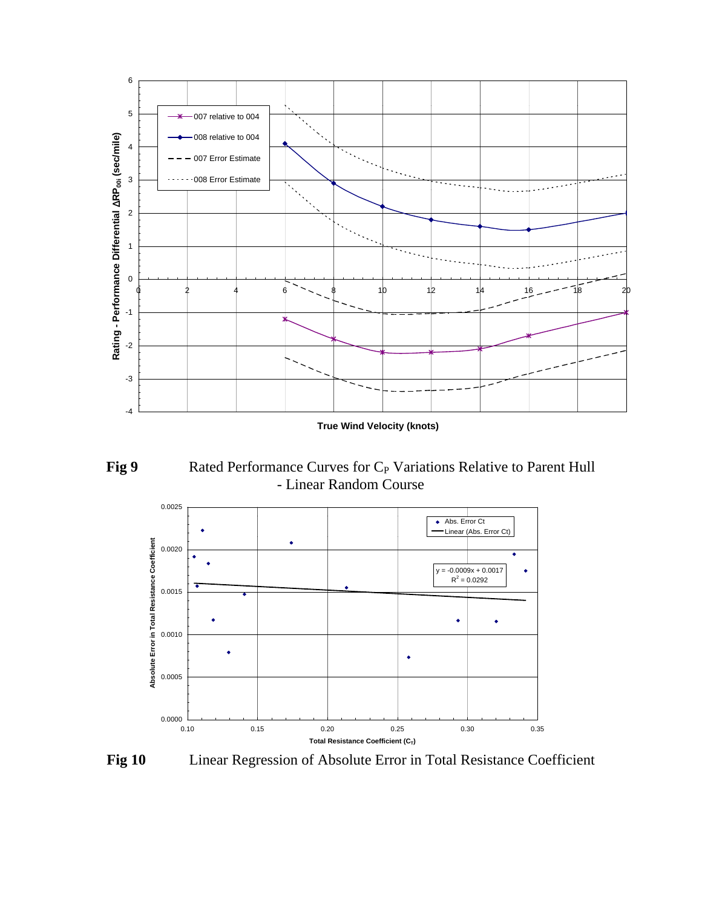**Fig 9** Rated Performance Curves for $C_P$ Variations Relative to Parent Hull - Linear Random Course

**Fig 10** Linear Regression of Absolute Error in Total Resistance Coefficient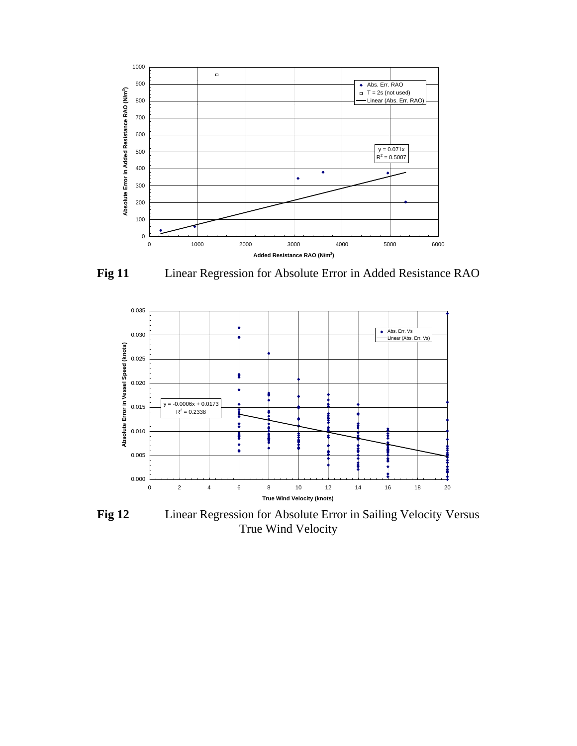1000
900
800
700
600
500
400
300
200
100
0

0 1000 2000 3000 4000 5000 6000

Absolute Error in Added Resistance RAO (N/m[2])

Added Resistance RAO (N/m[2])

Abs. Err. RAO

T = 2s (not used)

Linear (Abs. Err. RAO)

$y = 0.071x$
$R^2 = 0.5007$

**Fig 11** Linear Regression for Absolute Error in Added Resistance RAO

0.035
0.030
0.025
0.020
0.015
0.010
0.005
0.000

0 2 4 6 8 10 12 14 16 18 20

Absolute Error in Vessel Speed (knots)

True Wind Velocity (knots)

Abs. Err. Vs

Linear (Abs. Err. Vs)

$y = -0.0006x + 0.0173$
$R^2 = 0.2338$

**Fig 12** Linear Regression for Absolute Error in Sailing Velocity Versus True Wind Velocity